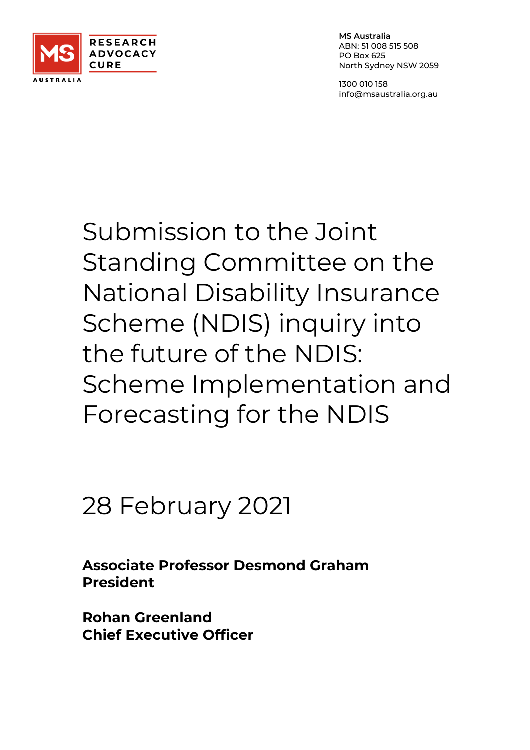RESEARCH
ADVOCACY
CURE

**MS Australia**
ABN: 51 008 515 508
PO Box 625
North Sydney NSW 2059

1300 010 158
info@msaustralia.org.au

# Submission to the Joint Standing Committee on the National Disability Insurance Scheme (NDIS) inquiry into the future of the NDIS: Scheme Implementation and Forecasting for the NDIS

28 February 2021

**Associate Professor Desmond Graham**
**President**

**Rohan Greenland**
**Chief Executive Officer**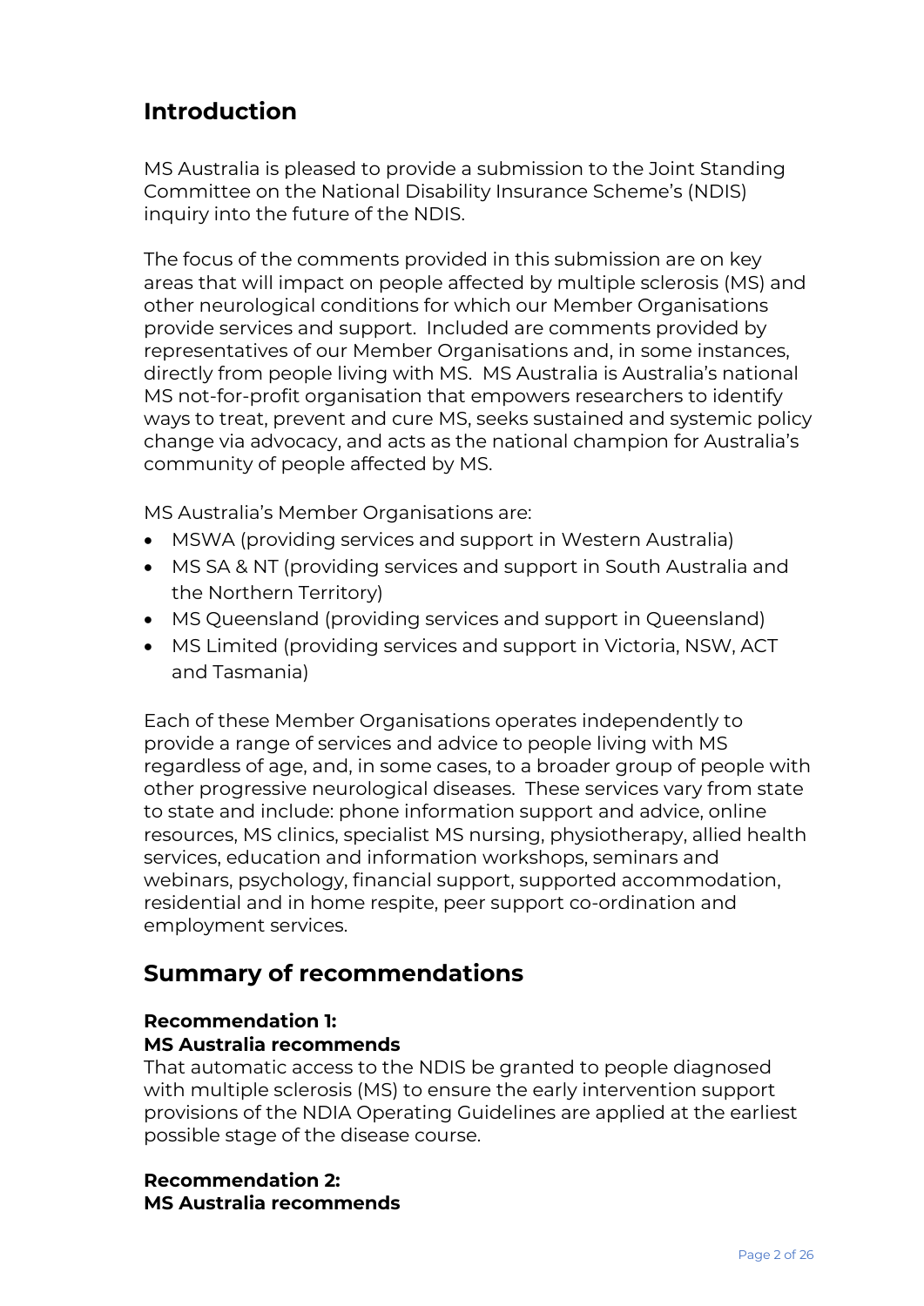## Introduction

MS Australia is pleased to provide a submission to the Joint Standing Committee on the National Disability Insurance Scheme's (NDIS) inquiry into the future of the NDIS.

The focus of the comments provided in this submission are on key areas that will impact on people affected by multiple sclerosis (MS) and other neurological conditions for which our Member Organisations provide services and support. Included are comments provided by representatives of our Member Organisations and, in some instances, directly from people living with MS. MS Australia is Australia's national MS not-for-profit organisation that empowers researchers to identify ways to treat, prevent and cure MS, seeks sustained and systemic policy change via advocacy, and acts as the national champion for Australia's community of people affected by MS.

MS Australia's Member Organisations are:

- MSWA (providing services and support in Western Australia)
- MS SA & NT (providing services and support in South Australia and the Northern Territory)
- MS Queensland (providing services and support in Queensland)
- MS Limited (providing services and support in Victoria, NSW, ACT and Tasmania)

Each of these Member Organisations operates independently to provide a range of services and advice to people living with MS regardless of age, and, in some cases, to a broader group of people with other progressive neurological diseases. These services vary from state to state and include: phone information support and advice, online resources, MS clinics, specialist MS nursing, physiotherapy, allied health services, education and information workshops, seminars and webinars, psychology, financial support, supported accommodation, residential and in home respite, peer support co-ordination and employment services.

## Summary of recommendations

**Recommendation 1:**
**MS Australia recommends**
That automatic access to the NDIS be granted to people diagnosed with multiple sclerosis (MS) to ensure the early intervention support provisions of the NDIA Operating Guidelines are applied at the earliest possible stage of the disease course.

**Recommendation 2:**
**MS Australia recommends**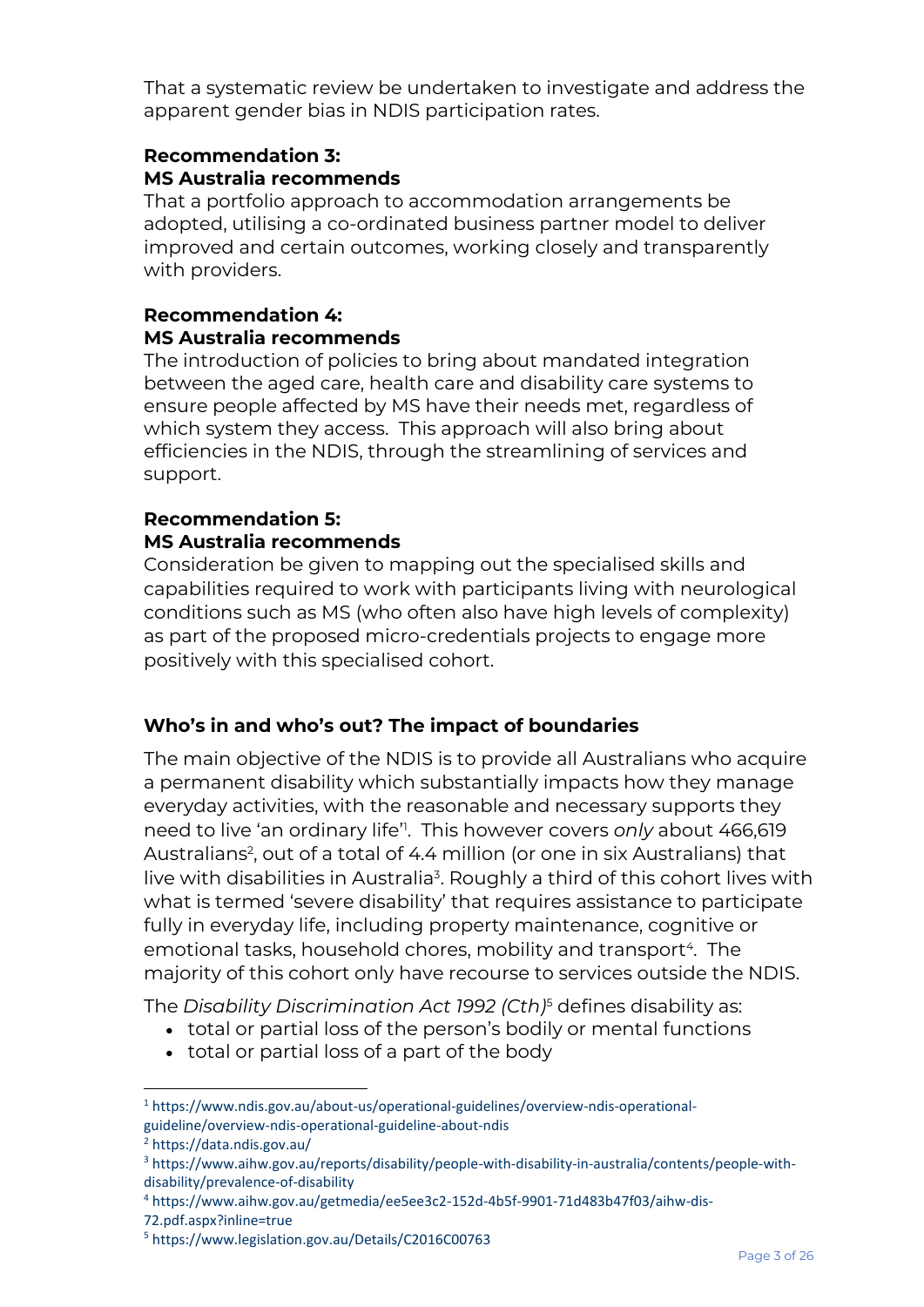That a systematic review be undertaken to investigate and address the apparent gender bias in NDIS participation rates.

**Recommendation 3:**
**MS Australia recommends**
That a portfolio approach to accommodation arrangements be adopted, utilising a co-ordinated business partner model to deliver improved and certain outcomes, working closely and transparently with providers.

**Recommendation 4:**
**MS Australia recommends**
The introduction of policies to bring about mandated integration between the aged care, health care and disability care systems to ensure people affected by MS have their needs met, regardless of which system they access. This approach will also bring about efficiencies in the NDIS, through the streamlining of services and support.

**Recommendation 5:**
**MS Australia recommends**
Consideration be given to mapping out the specialised skills and capabilities required to work with participants living with neurological conditions such as MS (who often also have high levels of complexity) as part of the proposed micro-credentials projects to engage more positively with this specialised cohort.

## Who's in and who's out? The impact of boundaries

The main objective of the NDIS is to provide all Australians who acquire a permanent disability which substantially impacts how they manage everyday activities, with the reasonable and necessary supports they need to live 'an ordinary life'[1]. This however covers *only* about 466,619 Australians[2], out of a total of 4.4 million (or one in six Australians) that live with disabilities in Australia[3]. Roughly a third of this cohort lives with what is termed 'severe disability' that requires assistance to participate fully in everyday life, including property maintenance, cognitive or emotional tasks, household chores, mobility and transport[4]. The majority of this cohort only have recourse to services outside the NDIS.

The *Disability Discrimination Act 1992 (Cth)*[5] defines disability as:

- total or partial loss of the person's bodily or mental functions
- total or partial loss of a part of the body

---

[1] https://www.ndis.gov.au/about-us/operational-guidelines/overview-ndis-operational-guideline/overview-ndis-operational-guideline-about-ndis
[2] https://data.ndis.gov.au/
[3] https://www.aihw.gov.au/reports/disability/people-with-disability-in-australia/contents/people-with-disability/prevalence-of-disability
[4] https://www.aihw.gov.au/getmedia/ee5ee3c2-152d-4b5f-9901-71d483b47f03/aihw-dis-72.pdf.aspx?inline=true
[5] https://www.legislation.gov.au/Details/C2016C00763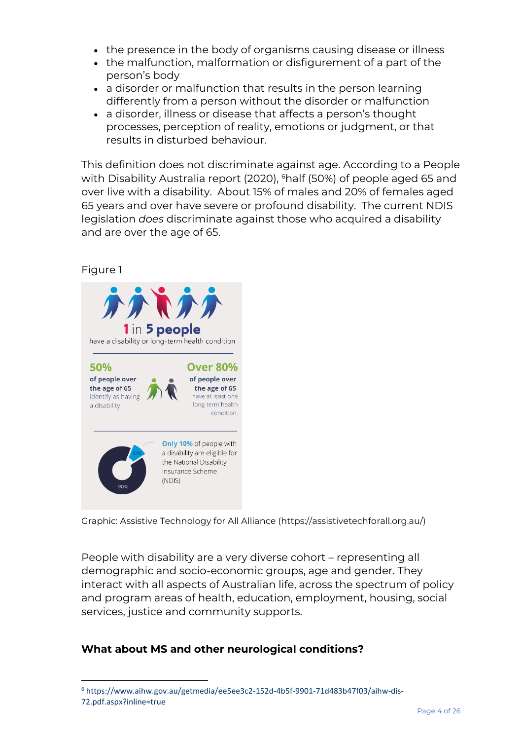- the presence in the body of organisms causing disease or illness
- the malfunction, malformation or disfigurement of a part of the person's body
- a disorder or malfunction that results in the person learning differently from a person without the disorder or malfunction
- a disorder, illness or disease that affects a person's thought processes, perception of reality, emotions or judgment, or that results in disturbed behaviour.

This definition does not discriminate against age. According to a People with Disability Australia report (2020), [6]half (50%) of people aged 65 and over live with a disability. About 15% of males and 20% of females aged 65 years and over have severe or profound disability. The current NDIS legislation *does* discriminate against those who acquired a disability and are over the age of 65.

Figure 1

**1 in 5 people**
have a disability or long-term health condition

**50%** of people over the age of 65 identify as having a disability.

**Over 80%** of people over the age of 65 have at least one long-term health condition.

**Only 10%** of people with a disability are eligible for the National Disability Insurance Scheme (NDIS)

10%

90%

Graphic: Assistive Technology for All Alliance (https://assistivetechforall.org.au/)

People with disability are a very diverse cohort – representing all demographic and socio-economic groups, age and gender. They interact with all aspects of Australian life, across the spectrum of policy and program areas of health, education, employment, housing, social services, justice and community supports.

### What about MS and other neurological conditions?

[6] https://www.aihw.gov.au/getmedia/ee5ee3c2-152d-4b5f-9901-71d483b47f03/aihw-dis-72.pdf.aspx?inline=true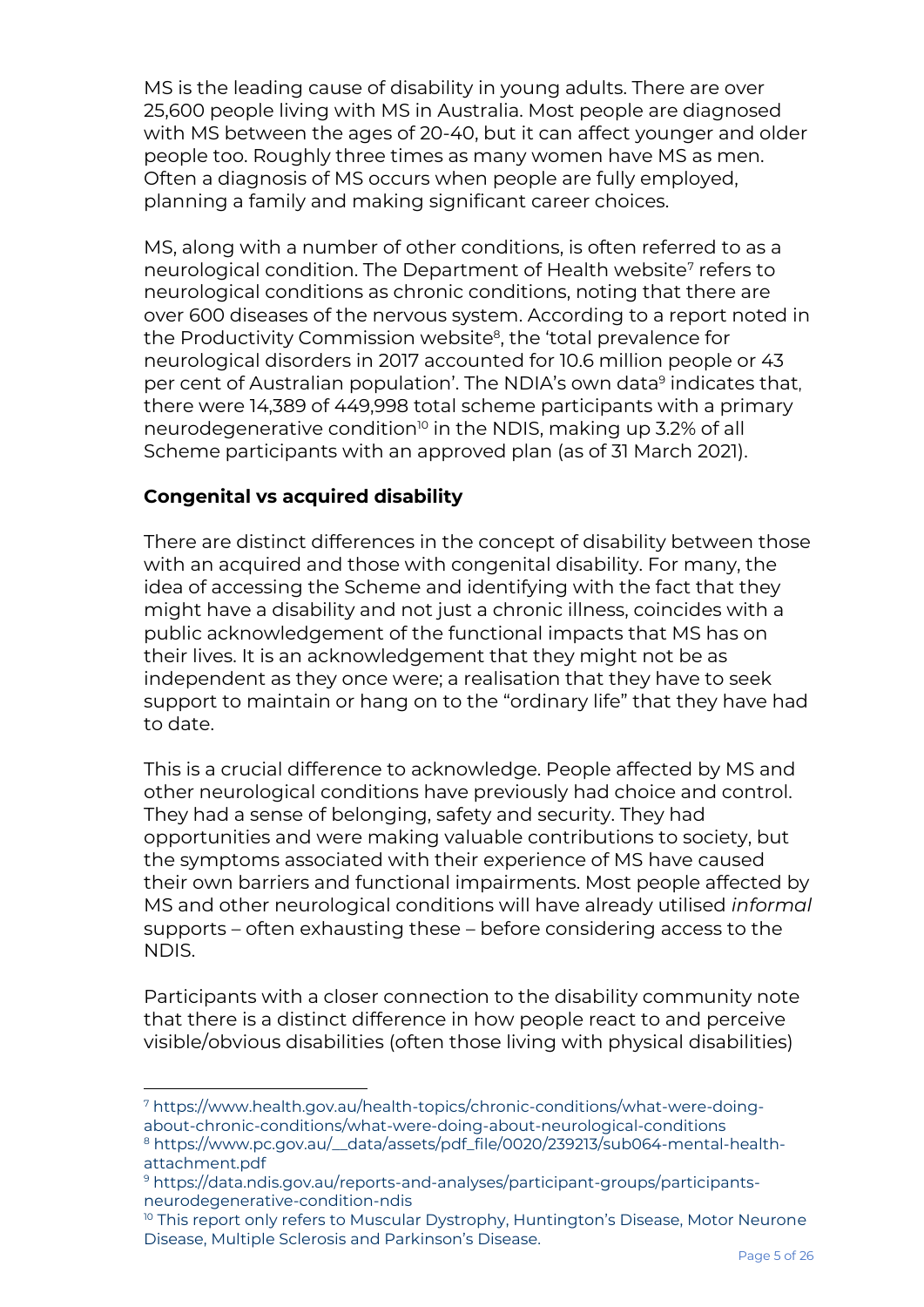MS is the leading cause of disability in young adults. There are over 25,600 people living with MS in Australia. Most people are diagnosed with MS between the ages of 20-40, but it can affect younger and older people too. Roughly three times as many women have MS as men. Often a diagnosis of MS occurs when people are fully employed, planning a family and making significant career choices.

MS, along with a number of other conditions, is often referred to as a neurological condition. The Department of Health website[7] refers to neurological conditions as chronic conditions, noting that there are over 600 diseases of the nervous system. According to a report noted in the Productivity Commission website[8], the 'total prevalence for neurological disorders in 2017 accounted for 10.6 million people or 43 per cent of Australian population'. The NDIA's own data[9] indicates that, there were 14,389 of 449,998 total scheme participants with a primary neurodegenerative condition[10] in the NDIS, making up 3.2% of all Scheme participants with an approved plan (as of 31 March 2021).

### Congenital vs acquired disability

There are distinct differences in the concept of disability between those with an acquired and those with congenital disability. For many, the idea of accessing the Scheme and identifying with the fact that they might have a disability and not just a chronic illness, coincides with a public acknowledgement of the functional impacts that MS has on their lives. It is an acknowledgement that they might not be as independent as they once were; a realisation that they have to seek support to maintain or hang on to the "ordinary life" that they have had to date.

This is a crucial difference to acknowledge. People affected by MS and other neurological conditions have previously had choice and control. They had a sense of belonging, safety and security. They had opportunities and were making valuable contributions to society, but the symptoms associated with their experience of MS have caused their own barriers and functional impairments. Most people affected by MS and other neurological conditions will have already utilised *informal* supports – often exhausting these – before considering access to the NDIS.

Participants with a closer connection to the disability community note that there is a distinct difference in how people react to and perceive visible/obvious disabilities (often those living with physical disabilities)

---

[7] https://www.health.gov.au/health-topics/chronic-conditions/what-were-doing-about-chronic-conditions/what-were-doing-about-neurological-conditions

[8] https://www.pc.gov.au/__data/assets/pdf_file/0020/239213/sub064-mental-health-attachment.pdf

[9] https://data.ndis.gov.au/reports-and-analyses/participant-groups/participants-neurodegenerative-condition-ndis

[10] This report only refers to Muscular Dystrophy, Huntington's Disease, Motor Neurone Disease, Multiple Sclerosis and Parkinson's Disease.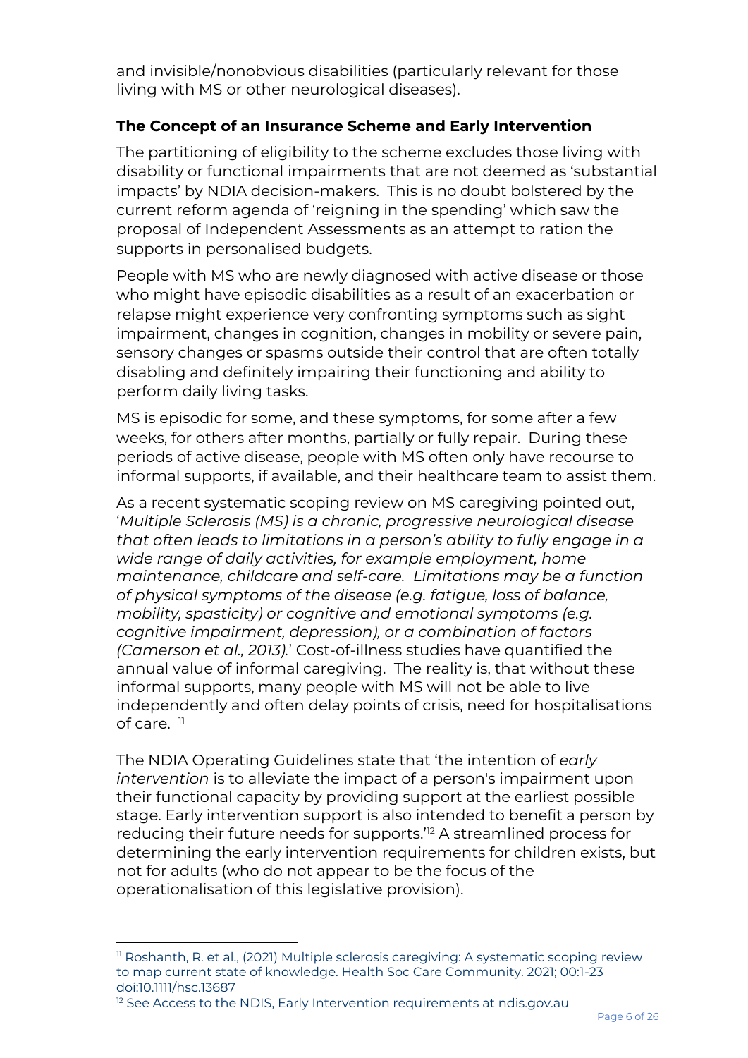and invisible/nonobvious disabilities (particularly relevant for those living with MS or other neurological diseases).

**The Concept of an Insurance Scheme and Early Intervention**

The partitioning of eligibility to the scheme excludes those living with disability or functional impairments that are not deemed as 'substantial impacts' by NDIA decision-makers. This is no doubt bolstered by the current reform agenda of 'reigning in the spending' which saw the proposal of Independent Assessments as an attempt to ration the supports in personalised budgets.

People with MS who are newly diagnosed with active disease or those who might have episodic disabilities as a result of an exacerbation or relapse might experience very confronting symptoms such as sight impairment, changes in cognition, changes in mobility or severe pain, sensory changes or spasms outside their control that are often totally disabling and definitely impairing their functioning and ability to perform daily living tasks.

MS is episodic for some, and these symptoms, for some after a few weeks, for others after months, partially or fully repair. During these periods of active disease, people with MS often only have recourse to informal supports, if available, and their healthcare team to assist them.

As a recent systematic scoping review on MS caregiving pointed out, '*Multiple Sclerosis (MS) is a chronic, progressive neurological disease that often leads to limitations in a person's ability to fully engage in a wide range of daily activities, for example employment, home maintenance, childcare and self-care. Limitations may be a function of physical symptoms of the disease (e.g. fatigue, loss of balance, mobility, spasticity) or cognitive and emotional symptoms (e.g. cognitive impairment, depression), or a combination of factors (Camerson et al., 2013).*' Cost-of-illness studies have quantified the annual value of informal caregiving. The reality is, that without these informal supports, many people with MS will not be able to live independently and often delay points of crisis, need for hospitalisations of care. [11]

The NDIA Operating Guidelines state that 'the intention of *early intervention* is to alleviate the impact of a person's impairment upon their functional capacity by providing support at the earliest possible stage. Early intervention support is also intended to benefit a person by reducing their future needs for supports.'[12] A streamlined process for determining the early intervention requirements for children exists, but not for adults (who do not appear to be the focus of the operationalisation of this legislative provision).

---

[11] Roshanth, R. et al., (2021) Multiple sclerosis caregiving: A systematic scoping review to map current state of knowledge. Health Soc Care Community. 2021; 00:1-23 doi:10.1111/hsc.13687

[12] See Access to the NDIS, Early Intervention requirements at ndis.gov.au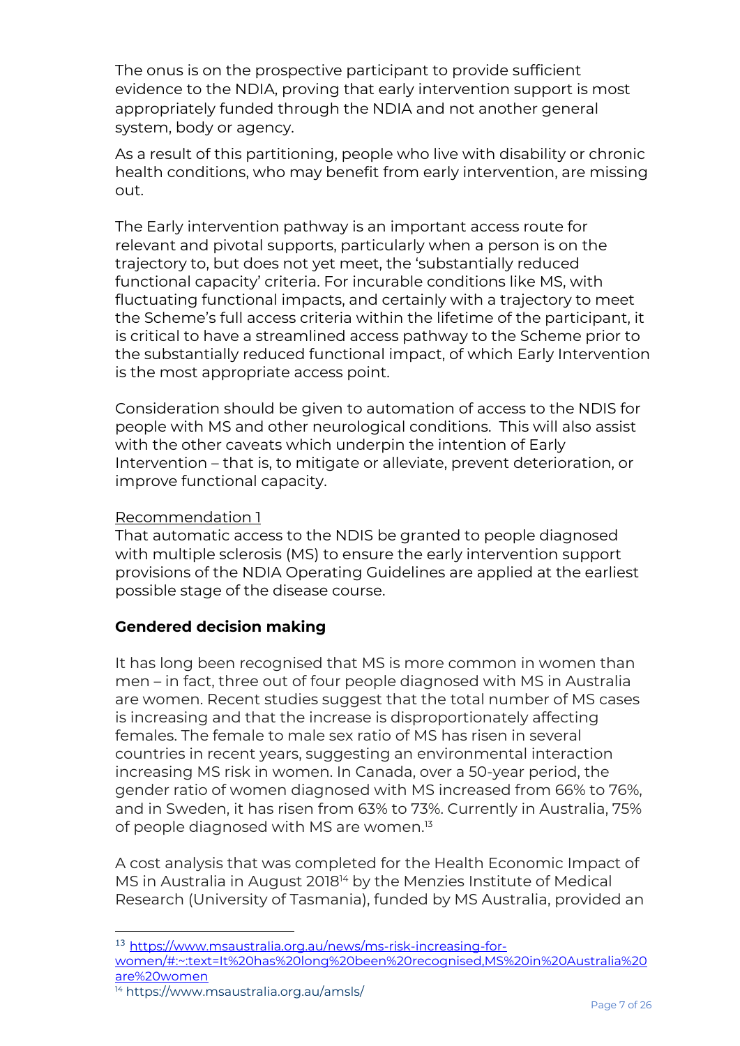The onus is on the prospective participant to provide sufficient evidence to the NDIA, proving that early intervention support is most appropriately funded through the NDIA and not another general system, body or agency.

As a result of this partitioning, people who live with disability or chronic health conditions, who may benefit from early intervention, are missing out.

The Early intervention pathway is an important access route for relevant and pivotal supports, particularly when a person is on the trajectory to, but does not yet meet, the 'substantially reduced functional capacity' criteria. For incurable conditions like MS, with fluctuating functional impacts, and certainly with a trajectory to meet the Scheme's full access criteria within the lifetime of the participant, it is critical to have a streamlined access pathway to the Scheme prior to the substantially reduced functional impact, of which Early Intervention is the most appropriate access point.

Consideration should be given to automation of access to the NDIS for people with MS and other neurological conditions. This will also assist with the other caveats which underpin the intention of Early Intervention – that is, to mitigate or alleviate, prevent deterioration, or improve functional capacity.

<u>Recommendation 1</u>
That automatic access to the NDIS be granted to people diagnosed with multiple sclerosis (MS) to ensure the early intervention support provisions of the NDIA Operating Guidelines are applied at the earliest possible stage of the disease course.

### Gendered decision making

It has long been recognised that MS is more common in women than men – in fact, three out of four people diagnosed with MS in Australia are women. Recent studies suggest that the total number of MS cases is increasing and that the increase is disproportionately affecting females. The female to male sex ratio of MS has risen in several countries in recent years, suggesting an environmental interaction increasing MS risk in women. In Canada, over a 50-year period, the gender ratio of women diagnosed with MS increased from 66% to 76%, and in Sweden, it has risen from 63% to 73%. Currently in Australia, 75% of people diagnosed with MS are women.[13]

A cost analysis that was completed for the Health Economic Impact of MS in Australia in August 2018[14] by the Menzies Institute of Medical Research (University of Tasmania), funded by MS Australia, provided an

---

[13] https://www.msaustralia.org.au/news/ms-risk-increasing-for-women/#:~:text=It%20has%20long%20been%20recognised,MS%20in%20Australia%20are%20women

[14] https://www.msaustralia.org.au/amsls/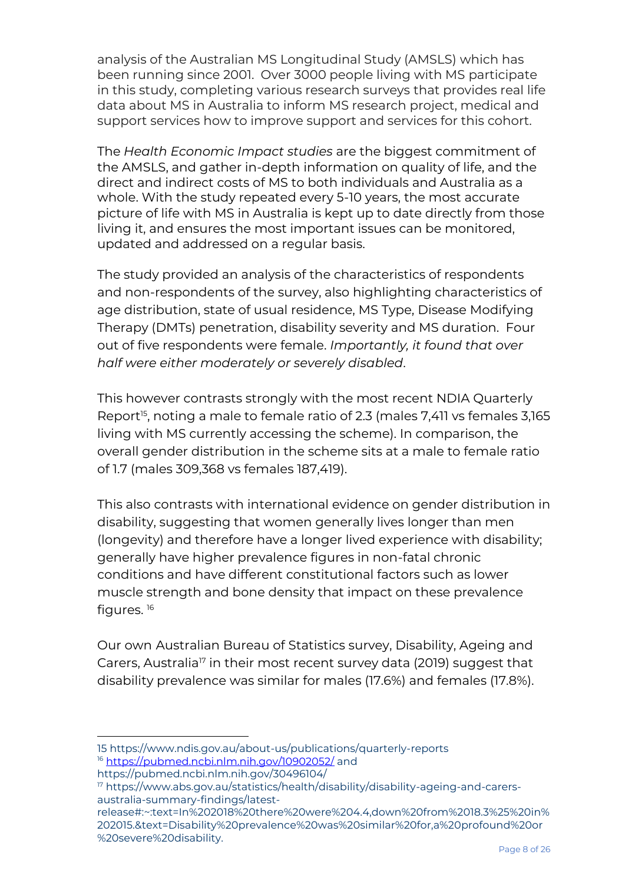analysis of the Australian MS Longitudinal Study (AMSLS) which has been running since 2001. Over 3000 people living with MS participate in this study, completing various research surveys that provides real life data about MS in Australia to inform MS research project, medical and support services how to improve support and services for this cohort.

The *Health Economic Impact studies* are the biggest commitment of the AMSLS, and gather in-depth information on quality of life, and the direct and indirect costs of MS to both individuals and Australia as a whole. With the study repeated every 5-10 years, the most accurate picture of life with MS in Australia is kept up to date directly from those living it, and ensures the most important issues can be monitored, updated and addressed on a regular basis.

The study provided an analysis of the characteristics of respondents and non-respondents of the survey, also highlighting characteristics of age distribution, state of usual residence, MS Type, Disease Modifying Therapy (DMTs) penetration, disability severity and MS duration. Four out of five respondents were female. *Importantly, it found that over half were either moderately or severely disabled*.

This however contrasts strongly with the most recent NDIA Quarterly Report[15], noting a male to female ratio of 2.3 (males 7,411 vs females 3,165 living with MS currently accessing the scheme). In comparison, the overall gender distribution in the scheme sits at a male to female ratio of 1.7 (males 309,368 vs females 187,419).

This also contrasts with international evidence on gender distribution in disability, suggesting that women generally lives longer than men (longevity) and therefore have a longer lived experience with disability; generally have higher prevalence figures in non-fatal chronic conditions and have different constitutional factors such as lower muscle strength and bone density that impact on these prevalence figures. [16]

Our own Australian Bureau of Statistics survey, Disability, Ageing and Carers, Australia[17] in their most recent survey data (2019) suggest that disability prevalence was similar for males (17.6%) and females (17.8%).

---

15 https://www.ndis.gov.au/about-us/publications/quarterly-reports

16 https://pubmed.ncbi.nlm.nih.gov/10902052/ and https://pubmed.ncbi.nlm.nih.gov/30496104/

17 https://www.abs.gov.au/statistics/health/disability/disability-ageing-and-carers-australia-summary-findings/latest-release#:~:text=In%202018%20there%20were%204.4,down%20from%2018.3%25%20in%202015.&text=Disability%20prevalence%20was%20similar%20for,a%20profound%20or%20severe%20disability.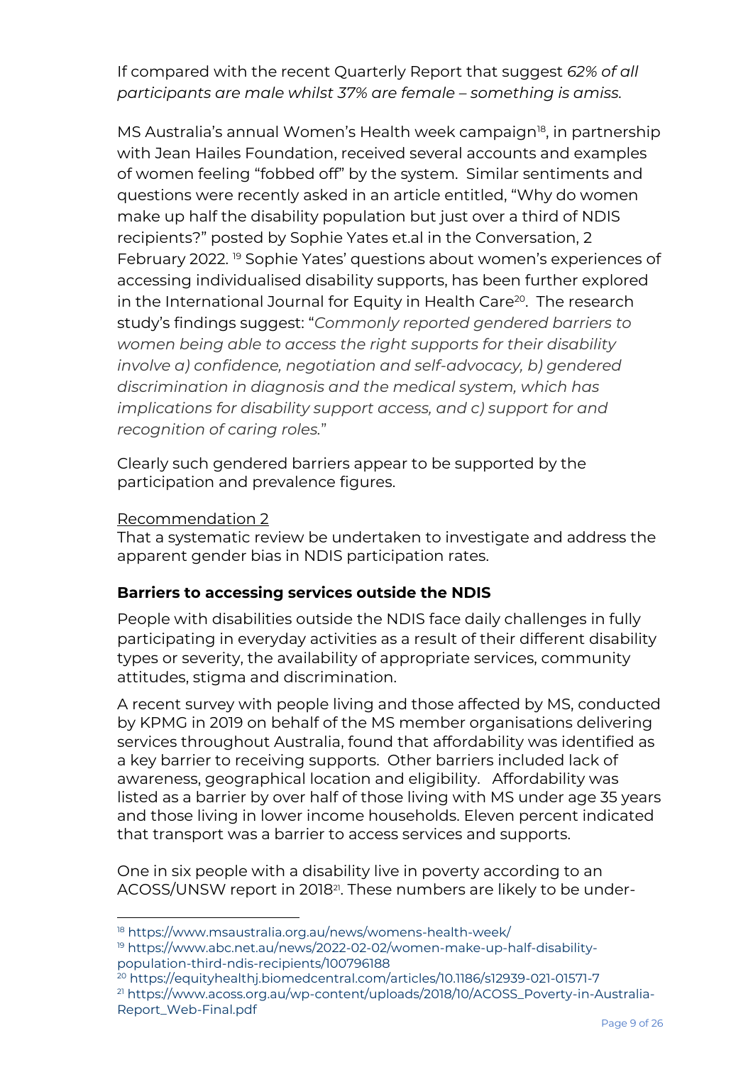If compared with the recent Quarterly Report that suggest *62% of all participants are male whilst 37% are female – something is amiss.*

MS Australia's annual Women's Health week campaign[18], in partnership with Jean Hailes Foundation, received several accounts and examples of women feeling "fobbed off" by the system. Similar sentiments and questions were recently asked in an article entitled, "Why do women make up half the disability population but just over a third of NDIS recipients?" posted by Sophie Yates et.al in the Conversation, 2 February 2022. [19] Sophie Yates' questions about women's experiences of accessing individualised disability supports, has been further explored in the International Journal for Equity in Health Care[20]. The research study's findings suggest: "*Commonly reported gendered barriers to women being able to access the right supports for their disability involve a) confidence, negotiation and self-advocacy, b) gendered discrimination in diagnosis and the medical system, which has implications for disability support access, and c) support for and recognition of caring roles.*"

Clearly such gendered barriers appear to be supported by the participation and prevalence figures.

<u>Recommendation 2</u>
That a systematic review be undertaken to investigate and address the apparent gender bias in NDIS participation rates.

### Barriers to accessing services outside the NDIS

People with disabilities outside the NDIS face daily challenges in fully participating in everyday activities as a result of their different disability types or severity, the availability of appropriate services, community attitudes, stigma and discrimination.

A recent survey with people living and those affected by MS, conducted by KPMG in 2019 on behalf of the MS member organisations delivering services throughout Australia, found that affordability was identified as a key barrier to receiving supports. Other barriers included lack of awareness, geographical location and eligibility. Affordability was listed as a barrier by over half of those living with MS under age 35 years and those living in lower income households. Eleven percent indicated that transport was a barrier to access services and supports.

One in six people with a disability live in poverty according to an ACOSS/UNSW report in 2018[21]. These numbers are likely to be under-

---

[18] https://www.msaustralia.org.au/news/womens-health-week/
[19] https://www.abc.net.au/news/2022-02-02/women-make-up-half-disability-population-third-ndis-recipients/100796188
[20] https://equityhealthj.biomedcentral.com/articles/10.1186/s12939-021-01571-7
[21] https://www.acoss.org.au/wp-content/uploads/2018/10/ACOSS_Poverty-in-Australia-Report_Web-Final.pdf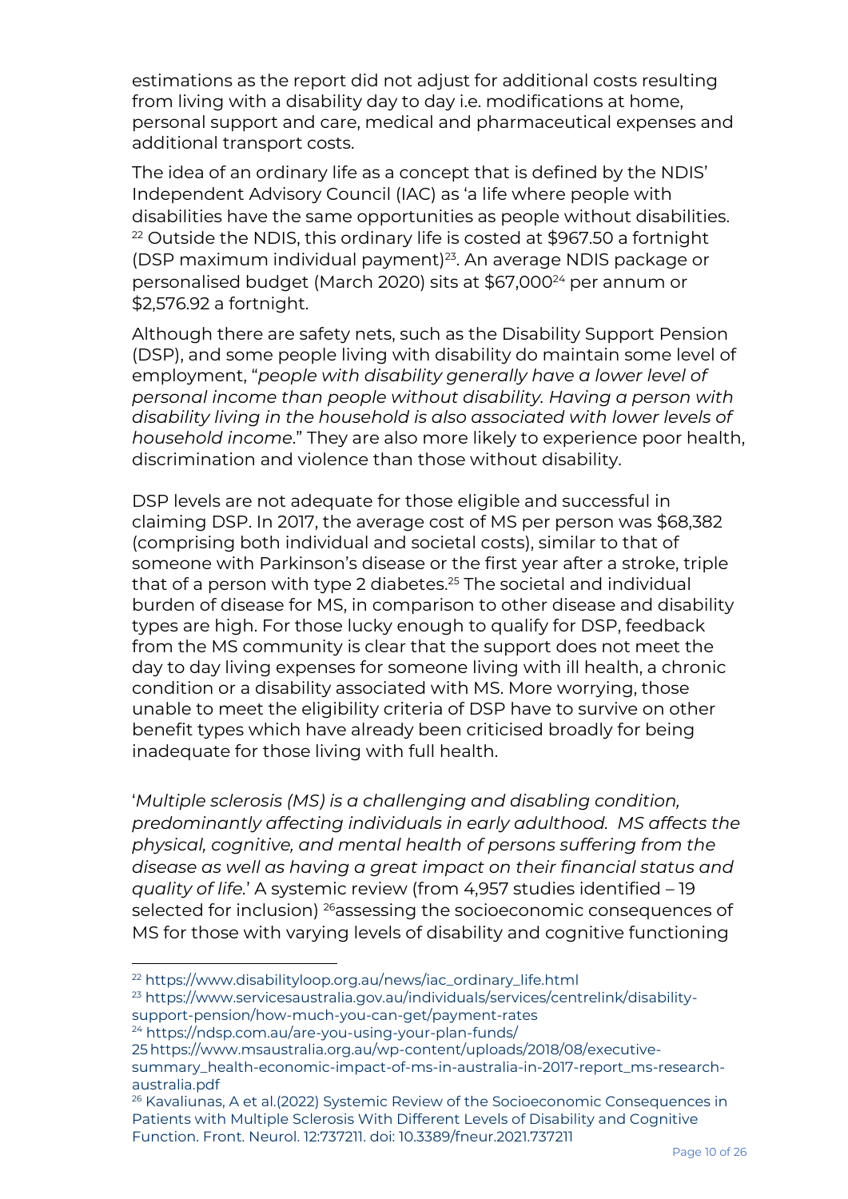estimations as the report did not adjust for additional costs resulting from living with a disability day to day i.e. modifications at home, personal support and care, medical and pharmaceutical expenses and additional transport costs.

The idea of an ordinary life as a concept that is defined by the NDIS' Independent Advisory Council (IAC) as 'a life where people with disabilities have the same opportunities as people without disabilities.[22] Outside the NDIS, this ordinary life is costed at $967.50 a fortnight (DSP maximum individual payment)[23]. An average NDIS package or personalised budget (March 2020) sits at $67,000[24] per annum or $2,576.92 a fortnight.

Although there are safety nets, such as the Disability Support Pension (DSP), and some people living with disability do maintain some level of employment, "*people with disability generally have a lower level of personal income than people without disability. Having a person with disability living in the household is also associated with lower levels of household income*." They are also more likely to experience poor health, discrimination and violence than those without disability.

DSP levels are not adequate for those eligible and successful in claiming DSP. In 2017, the average cost of MS per person was $68,382 (comprising both individual and societal costs), similar to that of someone with Parkinson's disease or the first year after a stroke, triple that of a person with type 2 diabetes.[25] The societal and individual burden of disease for MS, in comparison to other disease and disability types are high. For those lucky enough to qualify for DSP, feedback from the MS community is clear that the support does not meet the day to day living expenses for someone living with ill health, a chronic condition or a disability associated with MS. More worrying, those unable to meet the eligibility criteria of DSP have to survive on other benefit types which have already been criticised broadly for being inadequate for those living with full health.

'*Multiple sclerosis (MS) is a challenging and disabling condition, predominantly affecting individuals in early adulthood. MS affects the physical, cognitive, and mental health of persons suffering from the disease as well as having a great impact on their financial status and quality of life.*' A systemic review (from 4,957 studies identified – 19 selected for inclusion) [26]assessing the socioeconomic consequences of MS for those with varying levels of disability and cognitive functioning

---

[22] https://www.disabilityloop.org.au/news/iac_ordinary_life.html

[23] https://www.servicesaustralia.gov.au/individuals/services/centrelink/disability-support-pension/how-much-you-can-get/payment-rates

[24] https://ndsp.com.au/are-you-using-your-plan-funds/

[25] https://www.msaustralia.org.au/wp-content/uploads/2018/08/executive-summary_health-economic-impact-of-ms-in-australia-in-2017-report_ms-research-australia.pdf

[26] Kavaliunas, A et al.(2022) Systemic Review of the Socioeconomic Consequences in Patients with Multiple Sclerosis With Different Levels of Disability and Cognitive Function. Front. Neurol. 12:737211. doi: 10.3389/fneur.2021.737211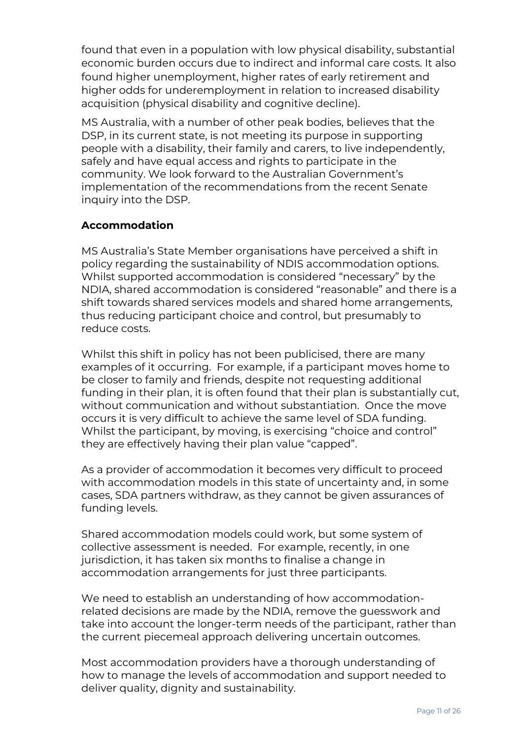found that even in a population with low physical disability, substantial economic burden occurs due to indirect and informal care costs. It also found higher unemployment, higher rates of early retirement and higher odds for underemployment in relation to increased disability acquisition (physical disability and cognitive decline).

MS Australia, with a number of other peak bodies, believes that the DSP, in its current state, is not meeting its purpose in supporting people with a disability, their family and carers, to live independently, safely and have equal access and rights to participate in the community. We look forward to the Australian Government's implementation of the recommendations from the recent Senate inquiry into the DSP.

**Accommodation**

MS Australia's State Member organisations have perceived a shift in policy regarding the sustainability of NDIS accommodation options. Whilst supported accommodation is considered "necessary" by the NDIA, shared accommodation is considered "reasonable" and there is a shift towards shared services models and shared home arrangements, thus reducing participant choice and control, but presumably to reduce costs.

Whilst this shift in policy has not been publicised, there are many examples of it occurring. For example, if a participant moves home to be closer to family and friends, despite not requesting additional funding in their plan, it is often found that their plan is substantially cut, without communication and without substantiation. Once the move occurs it is very difficult to achieve the same level of SDA funding. Whilst the participant, by moving, is exercising "choice and control" they are effectively having their plan value "capped".

As a provider of accommodation it becomes very difficult to proceed with accommodation models in this state of uncertainty and, in some cases, SDA partners withdraw, as they cannot be given assurances of funding levels.

Shared accommodation models could work, but some system of collective assessment is needed. For example, recently, in one jurisdiction, it has taken six months to finalise a change in accommodation arrangements for just three participants.

We need to establish an understanding of how accommodation-related decisions are made by the NDIA, remove the guesswork and take into account the longer-term needs of the participant, rather than the current piecemeal approach delivering uncertain outcomes.

Most accommodation providers have a thorough understanding of how to manage the levels of accommodation and support needed to deliver quality, dignity and sustainability.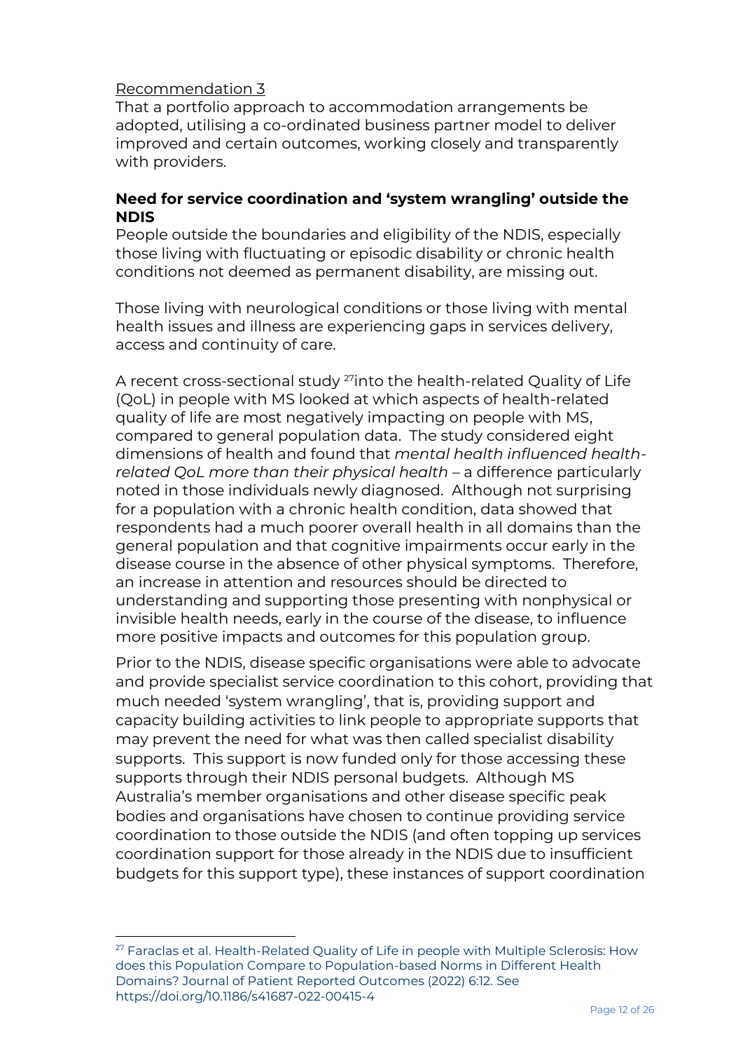Recommendation 3

That a portfolio approach to accommodation arrangements be adopted, utilising a co-ordinated business partner model to deliver improved and certain outcomes, working closely and transparently with providers.

**Need for service coordination and 'system wrangling' outside the NDIS**

People outside the boundaries and eligibility of the NDIS, especially those living with fluctuating or episodic disability or chronic health conditions not deemed as permanent disability, are missing out.

Those living with neurological conditions or those living with mental health issues and illness are experiencing gaps in services delivery, access and continuity of care.

A recent cross-sectional study [27]into the health-related Quality of Life (QoL) in people with MS looked at which aspects of health-related quality of life are most negatively impacting on people with MS, compared to general population data. The study considered eight dimensions of health and found that *mental health influenced health-related QoL more than their physical health* – a difference particularly noted in those individuals newly diagnosed. Although not surprising for a population with a chronic health condition, data showed that respondents had a much poorer overall health in all domains than the general population and that cognitive impairments occur early in the disease course in the absence of other physical symptoms. Therefore, an increase in attention and resources should be directed to understanding and supporting those presenting with nonphysical or invisible health needs, early in the course of the disease, to influence more positive impacts and outcomes for this population group.

Prior to the NDIS, disease specific organisations were able to advocate and provide specialist service coordination to this cohort, providing that much needed 'system wrangling', that is, providing support and capacity building activities to link people to appropriate supports that may prevent the need for what was then called specialist disability supports. This support is now funded only for those accessing these supports through their NDIS personal budgets. Although MS Australia's member organisations and other disease specific peak bodies and organisations have chosen to continue providing service coordination to those outside the NDIS (and often topping up services coordination support for those already in the NDIS due to insufficient budgets for this support type), these instances of support coordination

---

[27] Faraclas et al. Health-Related Quality of Life in people with Multiple Sclerosis: How does this Population Compare to Population-based Norms in Different Health Domains? Journal of Patient Reported Outcomes (2022) 6:12. See https://doi.org/10.1186/s41687-022-00415-4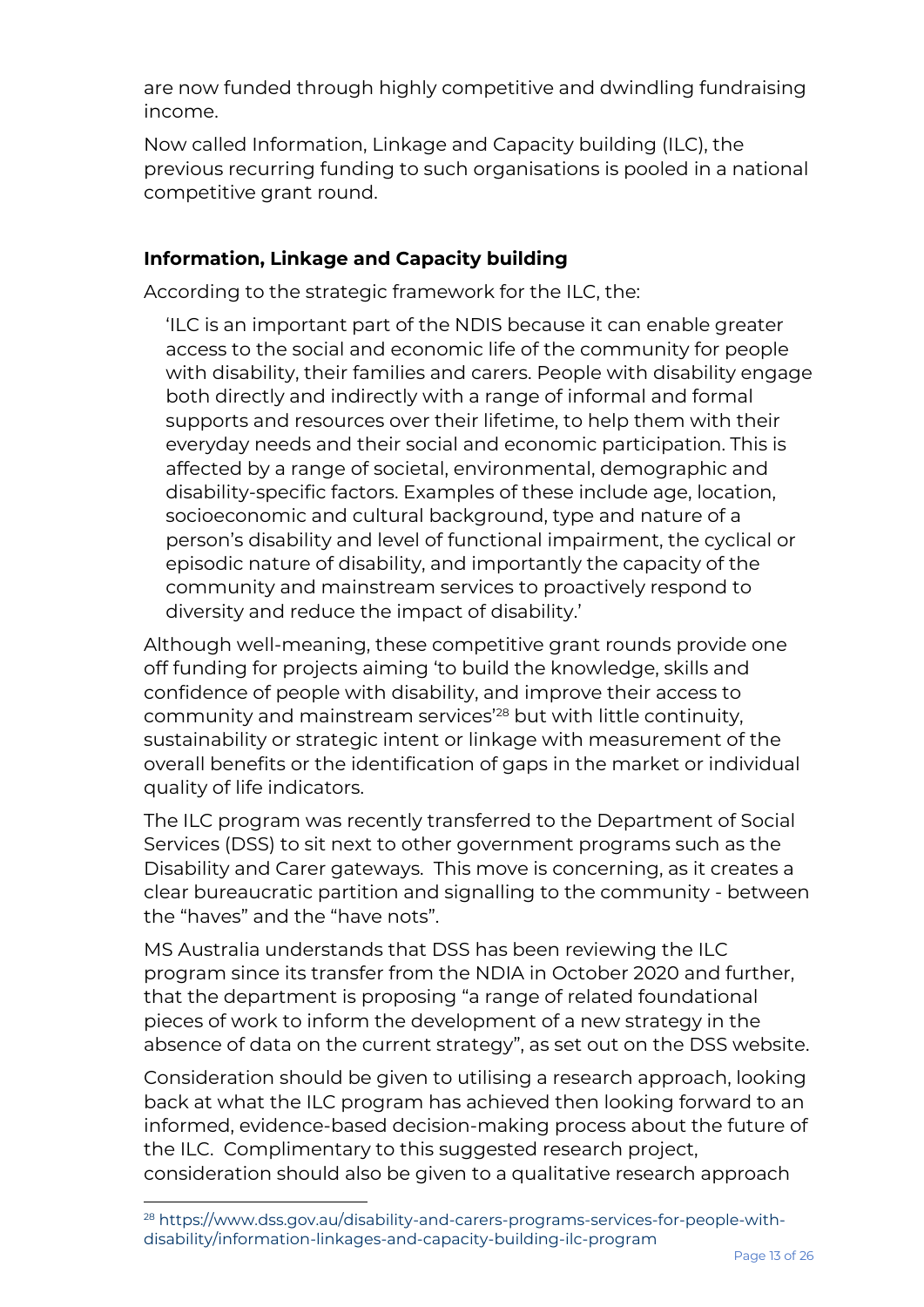are now funded through highly competitive and dwindling fundraising income.

Now called Information, Linkage and Capacity building (ILC), the previous recurring funding to such organisations is pooled in a national competitive grant round.

### Information, Linkage and Capacity building

According to the strategic framework for the ILC, the:

> 'ILC is an important part of the NDIS because it can enable greater access to the social and economic life of the community for people with disability, their families and carers. People with disability engage both directly and indirectly with a range of informal and formal supports and resources over their lifetime, to help them with their everyday needs and their social and economic participation. This is affected by a range of societal, environmental, demographic and disability-specific factors. Examples of these include age, location, socioeconomic and cultural background, type and nature of a person's disability and level of functional impairment, the cyclical or episodic nature of disability, and importantly the capacity of the community and mainstream services to proactively respond to diversity and reduce the impact of disability.'

Although well-meaning, these competitive grant rounds provide one off funding for projects aiming 'to build the knowledge, skills and confidence of people with disability, and improve their access to community and mainstream services'[28] but with little continuity, sustainability or strategic intent or linkage with measurement of the overall benefits or the identification of gaps in the market or individual quality of life indicators.

The ILC program was recently transferred to the Department of Social Services (DSS) to sit next to other government programs such as the Disability and Carer gateways. This move is concerning, as it creates a clear bureaucratic partition and signalling to the community - between the "haves" and the "have nots".

MS Australia understands that DSS has been reviewing the ILC program since its transfer from the NDIA in October 2020 and further, that the department is proposing "a range of related foundational pieces of work to inform the development of a new strategy in the absence of data on the current strategy", as set out on the DSS website.

Consideration should be given to utilising a research approach, looking back at what the ILC program has achieved then looking forward to an informed, evidence-based decision-making process about the future of the ILC. Complimentary to this suggested research project, consideration should also be given to a qualitative research approach

---

[28] https://www.dss.gov.au/disability-and-carers-programs-services-for-people-with-disability/information-linkages-and-capacity-building-ilc-program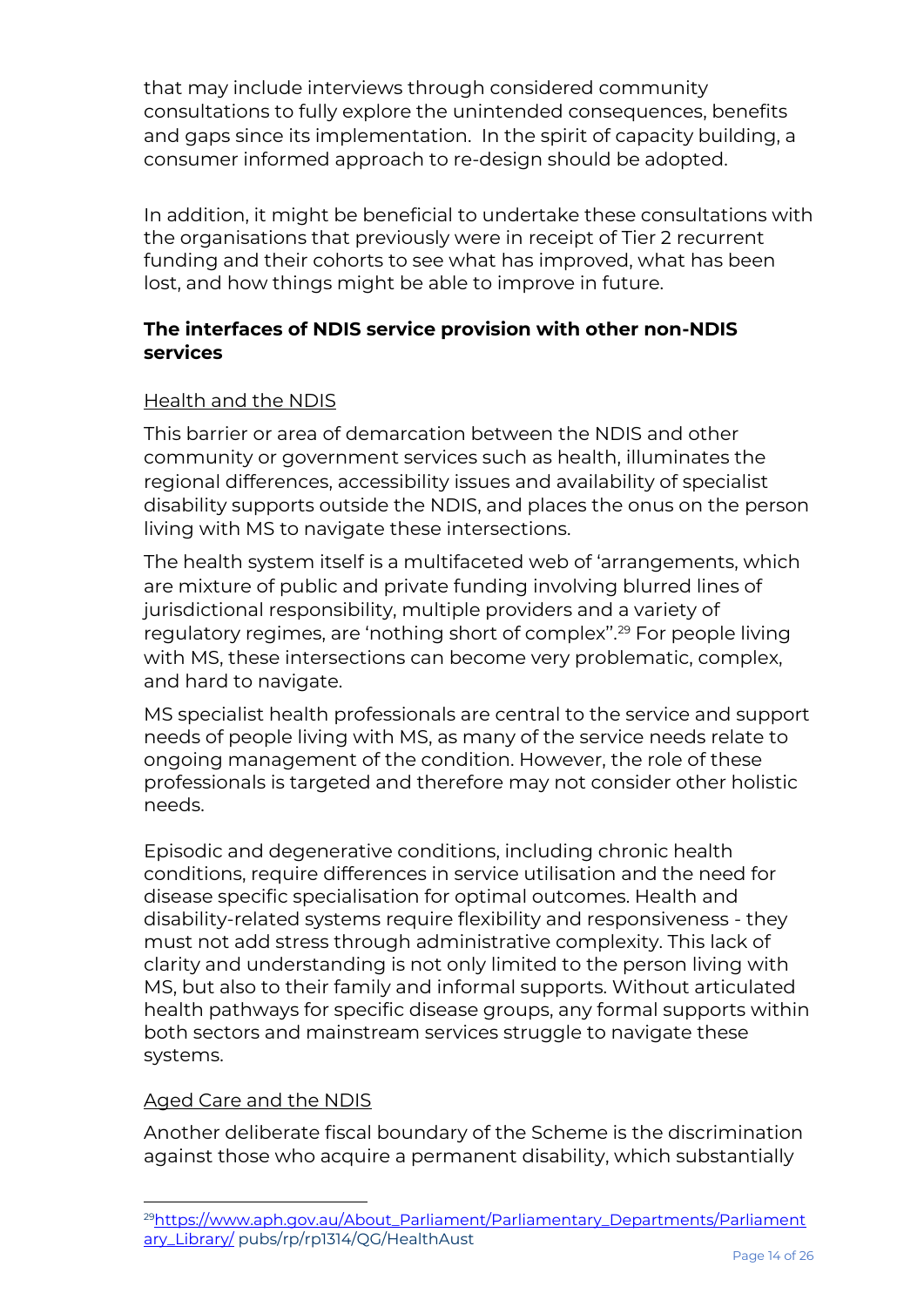that may include interviews through considered community consultations to fully explore the unintended consequences, benefits and gaps since its implementation. In the spirit of capacity building, a consumer informed approach to re-design should be adopted.

In addition, it might be beneficial to undertake these consultations with the organisations that previously were in receipt of Tier 2 recurrent funding and their cohorts to see what has improved, what has been lost, and how things might be able to improve in future.

**The interfaces of NDIS service provision with other non-NDIS services**

Health and the NDIS

This barrier or area of demarcation between the NDIS and other community or government services such as health, illuminates the regional differences, accessibility issues and availability of specialist disability supports outside the NDIS, and places the onus on the person living with MS to navigate these intersections.

The health system itself is a multifaceted web of 'arrangements, which are mixture of public and private funding involving blurred lines of jurisdictional responsibility, multiple providers and a variety of regulatory regimes, are 'nothing short of complex''.[29] For people living with MS, these intersections can become very problematic, complex, and hard to navigate.

MS specialist health professionals are central to the service and support needs of people living with MS, as many of the service needs relate to ongoing management of the condition. However, the role of these professionals is targeted and therefore may not consider other holistic needs.

Episodic and degenerative conditions, including chronic health conditions, require differences in service utilisation and the need for disease specific specialisation for optimal outcomes. Health and disability-related systems require flexibility and responsiveness - they must not add stress through administrative complexity. This lack of clarity and understanding is not only limited to the person living with MS, but also to their family and informal supports. Without articulated health pathways for specific disease groups, any formal supports within both sectors and mainstream services struggle to navigate these systems.

Aged Care and the NDIS

Another deliberate fiscal boundary of the Scheme is the discrimination against those who acquire a permanent disability, which substantially

[29] https://www.aph.gov.au/About_Parliament/Parliamentary_Departments/Parliamentary_Library/ pubs/rp/rp1314/QG/HealthAust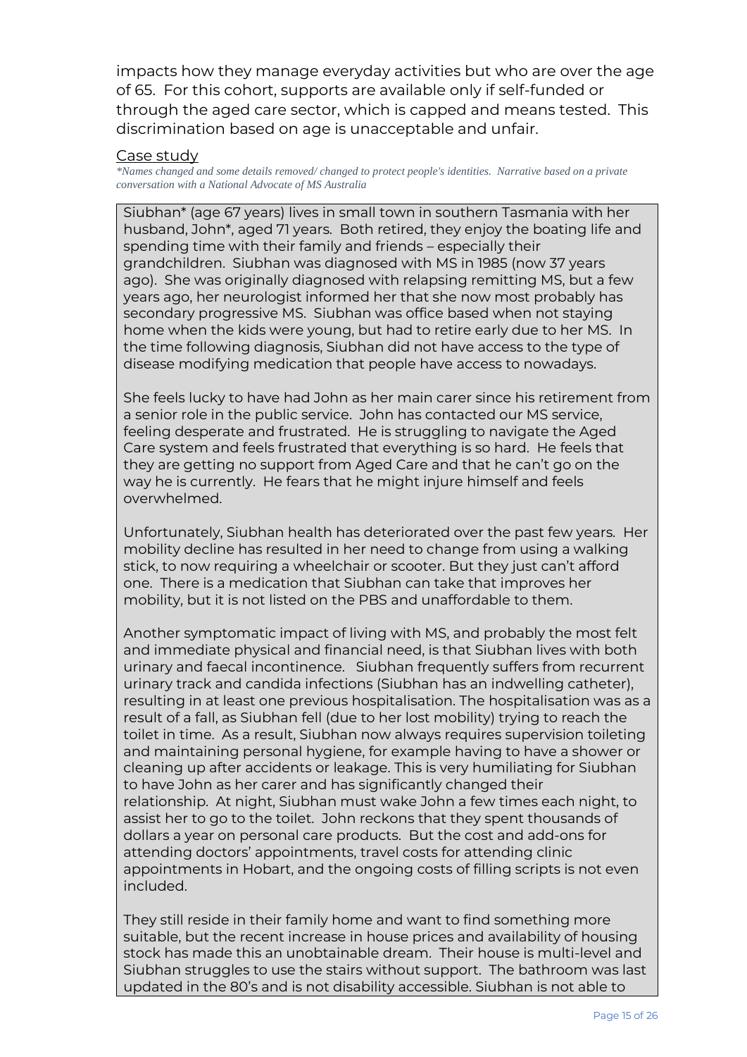impacts how they manage everyday activities but who are over the age of 65. For this cohort, supports are available only if self-funded or through the aged care sector, which is capped and means tested. This discrimination based on age is unacceptable and unfair.

## Case study

*\*Names changed and some details removed/ changed to protect people's identities. Narrative based on a private conversation with a National Advocate of MS Australia*

Siubhan* (age 67 years) lives in small town in southern Tasmania with her husband, John*, aged 71 years. Both retired, they enjoy the boating life and spending time with their family and friends – especially their grandchildren. Siubhan was diagnosed with MS in 1985 (now 37 years ago). She was originally diagnosed with relapsing remitting MS, but a few years ago, her neurologist informed her that she now most probably has secondary progressive MS. Siubhan was office based when not staying home when the kids were young, but had to retire early due to her MS. In the time following diagnosis, Siubhan did not have access to the type of disease modifying medication that people have access to nowadays.

She feels lucky to have had John as her main carer since his retirement from a senior role in the public service. John has contacted our MS service, feeling desperate and frustrated. He is struggling to navigate the Aged Care system and feels frustrated that everything is so hard. He feels that they are getting no support from Aged Care and that he can't go on the way he is currently. He fears that he might injure himself and feels overwhelmed.

Unfortunately, Siubhan health has deteriorated over the past few years. Her mobility decline has resulted in her need to change from using a walking stick, to now requiring a wheelchair or scooter. But they just can't afford one. There is a medication that Siubhan can take that improves her mobility, but it is not listed on the PBS and unaffordable to them.

Another symptomatic impact of living with MS, and probably the most felt and immediate physical and financial need, is that Siubhan lives with both urinary and faecal incontinence. Siubhan frequently suffers from recurrent urinary track and candida infections (Siubhan has an indwelling catheter), resulting in at least one previous hospitalisation. The hospitalisation was as a result of a fall, as Siubhan fell (due to her lost mobility) trying to reach the toilet in time. As a result, Siubhan now always requires supervision toileting and maintaining personal hygiene, for example having to have a shower or cleaning up after accidents or leakage. This is very humiliating for Siubhan to have John as her carer and has significantly changed their relationship. At night, Siubhan must wake John a few times each night, to assist her to go to the toilet. John reckons that they spent thousands of dollars a year on personal care products. But the cost and add-ons for attending doctors' appointments, travel costs for attending clinic appointments in Hobart, and the ongoing costs of filling scripts is not even included.

They still reside in their family home and want to find something more suitable, but the recent increase in house prices and availability of housing stock has made this an unobtainable dream. Their house is multi-level and Siubhan struggles to use the stairs without support. The bathroom was last updated in the 80's and is not disability accessible. Siubhan is not able to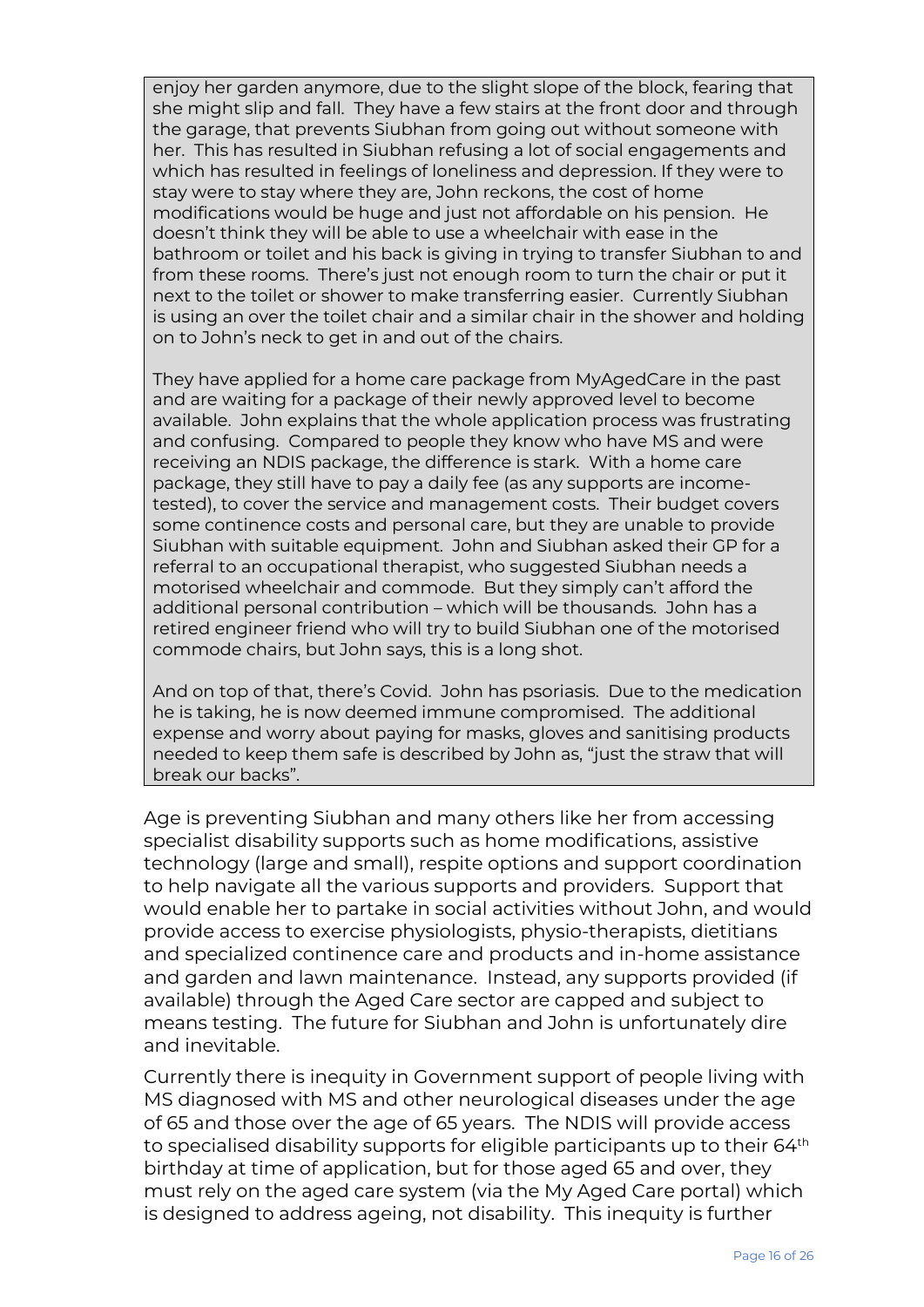enjoy her garden anymore, due to the slight slope of the block, fearing that she might slip and fall. They have a few stairs at the front door and through the garage, that prevents Siubhan from going out without someone with her. This has resulted in Siubhan refusing a lot of social engagements and which has resulted in feelings of loneliness and depression. If they were to stay were to stay where they are, John reckons, the cost of home modifications would be huge and just not affordable on his pension. He doesn't think they will be able to use a wheelchair with ease in the bathroom or toilet and his back is giving in trying to transfer Siubhan to and from these rooms. There's just not enough room to turn the chair or put it next to the toilet or shower to make transferring easier. Currently Siubhan is using an over the toilet chair and a similar chair in the shower and holding on to John's neck to get in and out of the chairs.

They have applied for a home care package from MyAgedCare in the past and are waiting for a package of their newly approved level to become available. John explains that the whole application process was frustrating and confusing. Compared to people they know who have MS and were receiving an NDIS package, the difference is stark. With a home care package, they still have to pay a daily fee (as any supports are income-tested), to cover the service and management costs. Their budget covers some continence costs and personal care, but they are unable to provide Siubhan with suitable equipment. John and Siubhan asked their GP for a referral to an occupational therapist, who suggested Siubhan needs a motorised wheelchair and commode. But they simply can't afford the additional personal contribution – which will be thousands. John has a retired engineer friend who will try to build Siubhan one of the motorised commode chairs, but John says, this is a long shot.

And on top of that, there's Covid. John has psoriasis. Due to the medication he is taking, he is now deemed immune compromised. The additional expense and worry about paying for masks, gloves and sanitising products needed to keep them safe is described by John as, "just the straw that will break our backs".

Age is preventing Siubhan and many others like her from accessing specialist disability supports such as home modifications, assistive technology (large and small), respite options and support coordination to help navigate all the various supports and providers. Support that would enable her to partake in social activities without John, and would provide access to exercise physiologists, physio-therapists, dietitians and specialized continence care and products and in-home assistance and garden and lawn maintenance. Instead, any supports provided (if available) through the Aged Care sector are capped and subject to means testing. The future for Siubhan and John is unfortunately dire and inevitable.

Currently there is inequity in Government support of people living with MS diagnosed with MS and other neurological diseases under the age of 65 and those over the age of 65 years. The NDIS will provide access to specialised disability supports for eligible participants up to their 64th birthday at time of application, but for those aged 65 and over, they must rely on the aged care system (via the My Aged Care portal) which is designed to address ageing, not disability. This inequity is further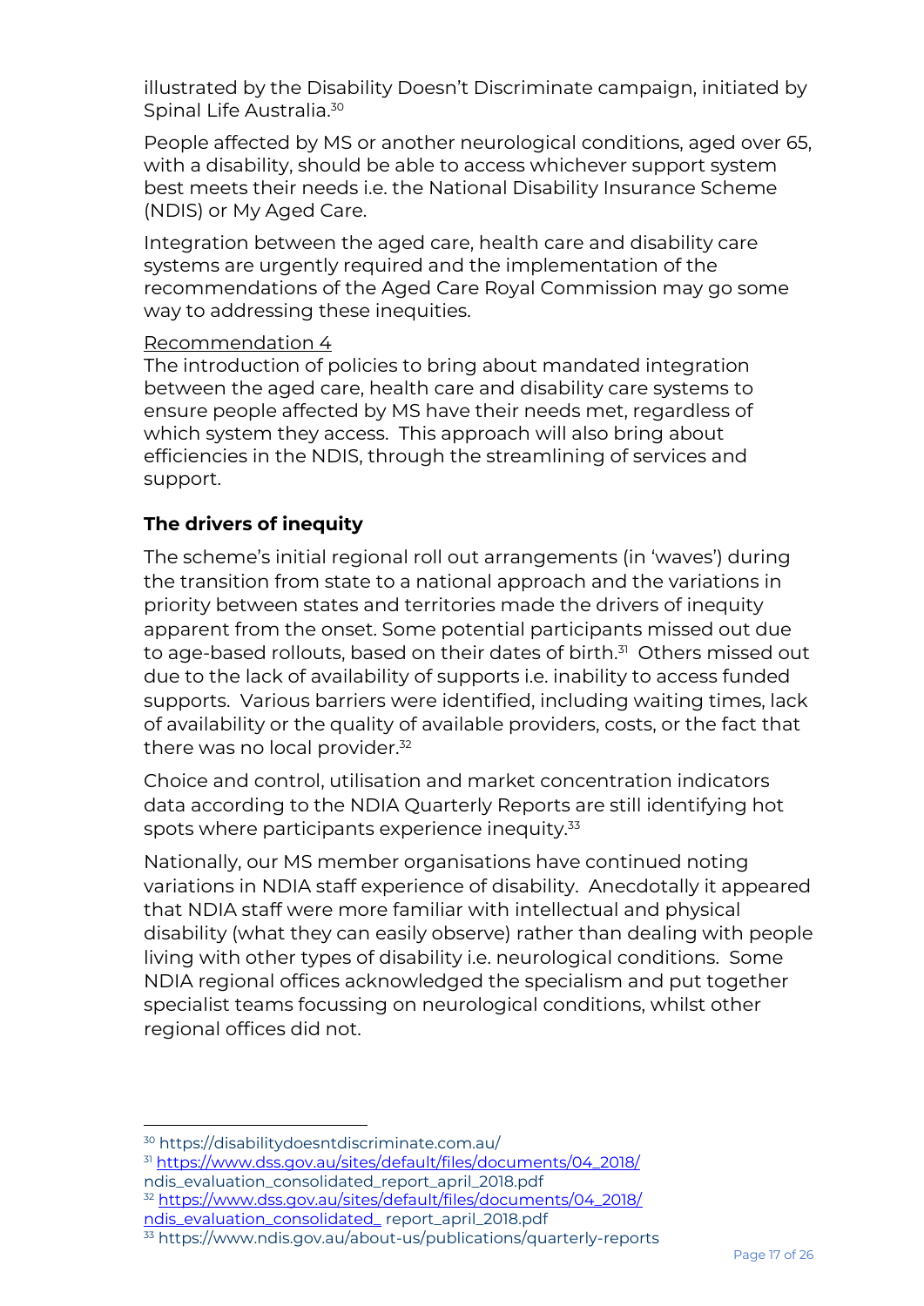illustrated by the Disability Doesn't Discriminate campaign, initiated by Spinal Life Australia.[30]

People affected by MS or another neurological conditions, aged over 65, with a disability, should be able to access whichever support system best meets their needs i.e. the National Disability Insurance Scheme (NDIS) or My Aged Care.

Integration between the aged care, health care and disability care systems are urgently required and the implementation of the recommendations of the Aged Care Royal Commission may go some way to addressing these inequities.

Recommendation 4
The introduction of policies to bring about mandated integration between the aged care, health care and disability care systems to ensure people affected by MS have their needs met, regardless of which system they access. This approach will also bring about efficiencies in the NDIS, through the streamlining of services and support.

### The drivers of inequity

The scheme's initial regional roll out arrangements (in 'waves') during the transition from state to a national approach and the variations in priority between states and territories made the drivers of inequity apparent from the onset. Some potential participants missed out due to age-based rollouts, based on their dates of birth.[31] Others missed out due to the lack of availability of supports i.e. inability to access funded supports. Various barriers were identified, including waiting times, lack of availability or the quality of available providers, costs, or the fact that there was no local provider.[32]

Choice and control, utilisation and market concentration indicators data according to the NDIA Quarterly Reports are still identifying hot spots where participants experience inequity.[33]

Nationally, our MS member organisations have continued noting variations in NDIA staff experience of disability. Anecdotally it appeared that NDIA staff were more familiar with intellectual and physical disability (what they can easily observe) rather than dealing with people living with other types of disability i.e. neurological conditions. Some NDIA regional offices acknowledged the specialism and put together specialist teams focussing on neurological conditions, whilst other regional offices did not.

---

[30] https://disabilitydoesntdiscriminate.com.au/
[31] https://www.dss.gov.au/sites/default/files/documents/04_2018/ndis_evaluation_consolidated_report_april_2018.pdf
[32] https://www.dss.gov.au/sites/default/files/documents/04_2018/ndis_evaluation_consolidated_ report_april_2018.pdf
[33] https://www.ndis.gov.au/about-us/publications/quarterly-reports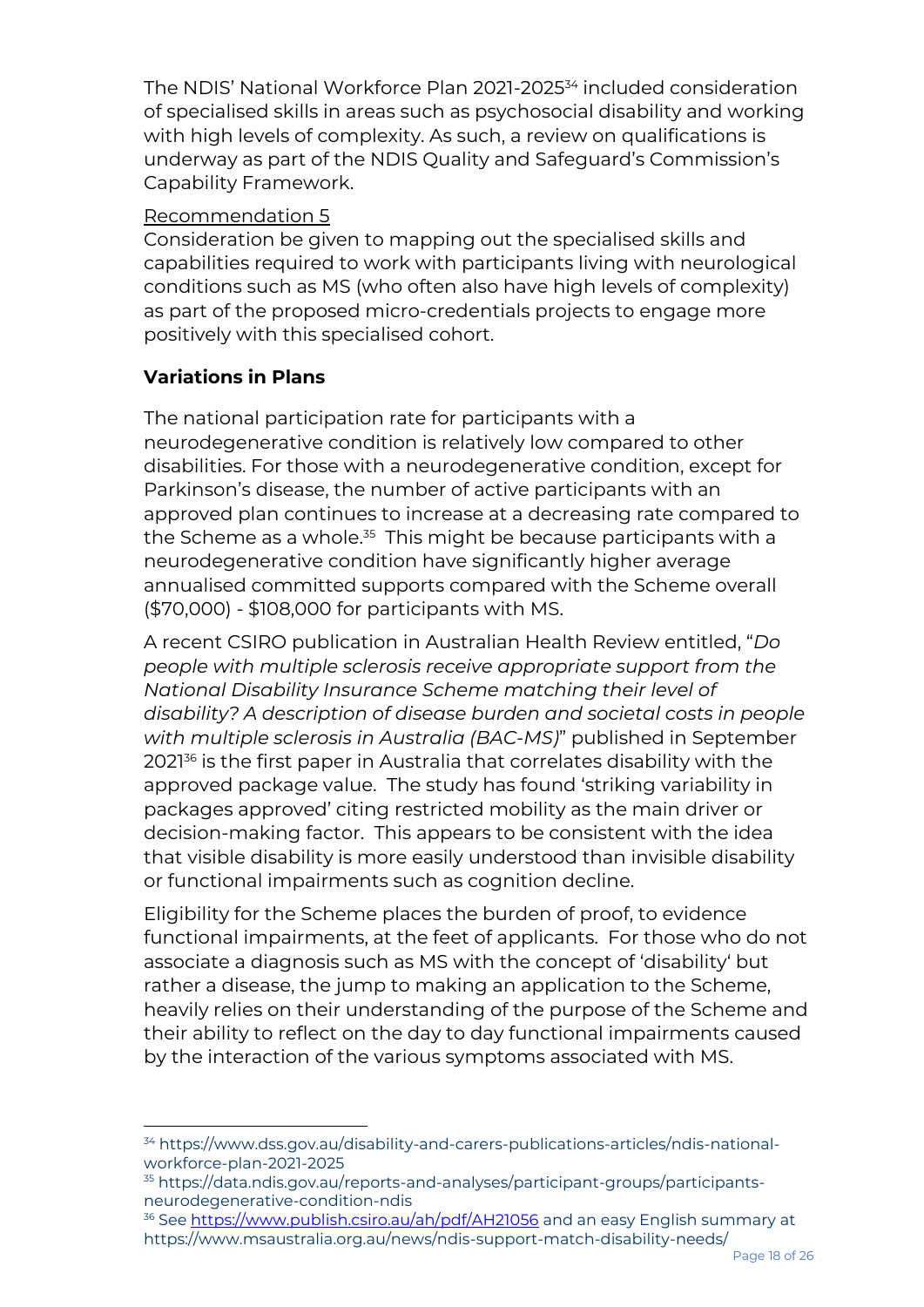The NDIS' National Workforce Plan 2021-2025[34] included consideration of specialised skills in areas such as psychosocial disability and working with high levels of complexity. As such, a review on qualifications is underway as part of the NDIS Quality and Safeguard's Commission's Capability Framework.

Recommendation 5

Consideration be given to mapping out the specialised skills and capabilities required to work with participants living with neurological conditions such as MS (who often also have high levels of complexity) as part of the proposed micro-credentials projects to engage more positively with this specialised cohort.

**Variations in Plans**

The national participation rate for participants with a neurodegenerative condition is relatively low compared to other disabilities. For those with a neurodegenerative condition, except for Parkinson's disease, the number of active participants with an approved plan continues to increase at a decreasing rate compared to the Scheme as a whole.[35] This might be because participants with a neurodegenerative condition have significantly higher average annualised committed supports compared with the Scheme overall ($70,000) - $108,000 for participants with MS.

A recent CSIRO publication in Australian Health Review entitled, "*Do people with multiple sclerosis receive appropriate support from the National Disability Insurance Scheme matching their level of disability? A description of disease burden and societal costs in people with multiple sclerosis in Australia (BAC-MS)*" published in September 2021[36] is the first paper in Australia that correlates disability with the approved package value. The study has found 'striking variability in packages approved' citing restricted mobility as the main driver or decision-making factor. This appears to be consistent with the idea that visible disability is more easily understood than invisible disability or functional impairments such as cognition decline.

Eligibility for the Scheme places the burden of proof, to evidence functional impairments, at the feet of applicants. For those who do not associate a diagnosis such as MS with the concept of 'disability' but rather a disease, the jump to making an application to the Scheme, heavily relies on their understanding of the purpose of the Scheme and their ability to reflect on the day to day functional impairments caused by the interaction of the various symptoms associated with MS.

---

[34] https://www.dss.gov.au/disability-and-carers-publications-articles/ndis-national-workforce-plan-2021-2025

[35] https://data.ndis.gov.au/reports-and-analyses/participant-groups/participants-neurodegenerative-condition-ndis

[36] See https://www.publish.csiro.au/ah/pdf/AH21056 and an easy English summary at https://www.msaustralia.org.au/news/ndis-support-match-disability-needs/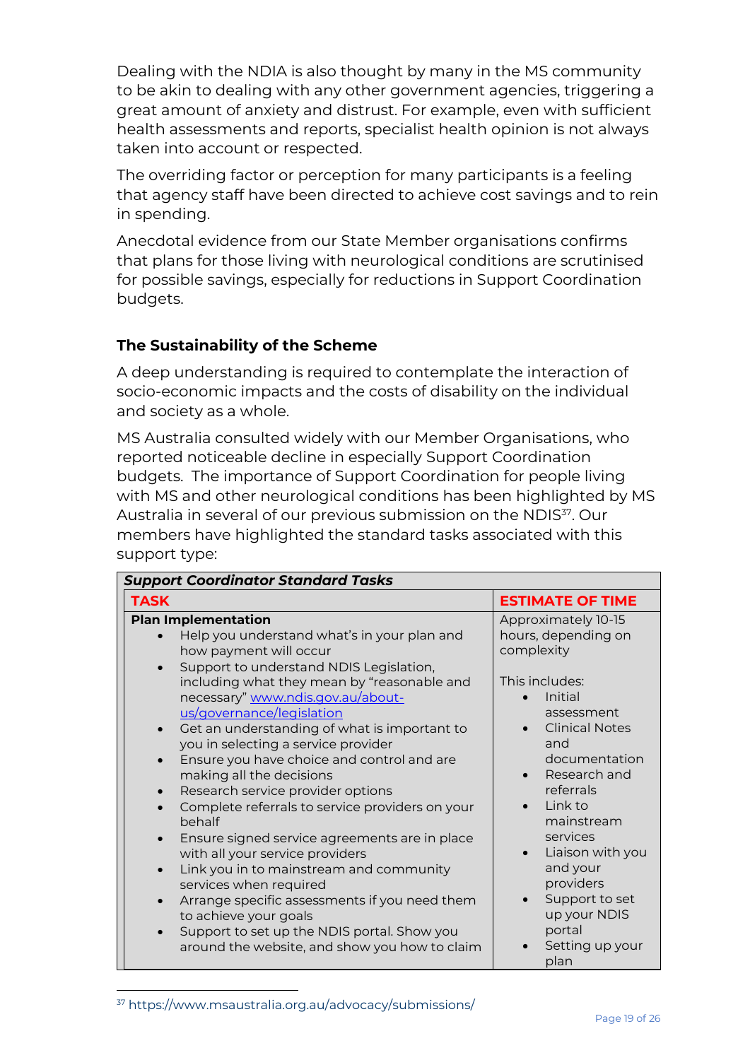Dealing with the NDIA is also thought by many in the MS community to be akin to dealing with any other government agencies, triggering a great amount of anxiety and distrust. For example, even with sufficient health assessments and reports, specialist health opinion is not always taken into account or respected.

The overriding factor or perception for many participants is a feeling that agency staff have been directed to achieve cost savings and to rein in spending.

Anecdotal evidence from our State Member organisations confirms that plans for those living with neurological conditions are scrutinised for possible savings, especially for reductions in Support Coordination budgets.

### The Sustainability of the Scheme

A deep understanding is required to contemplate the interaction of socio-economic impacts and the costs of disability on the individual and society as a whole.

MS Australia consulted widely with our Member Organisations, who reported noticeable decline in especially Support Coordination budgets. The importance of Support Coordination for people living with MS and other neurological conditions has been highlighted by MS Australia in several of our previous submission on the NDIS[37]. Our members have highlighted the standard tasks associated with this support type:

| ***Support Coordinator Standard Tasks*** | |
|---|---|
| **TASK** | **ESTIMATE OF TIME** |
| **Plan Implementation**<br>• Help you understand what's in your plan and how payment will occur<br>• Support to understand NDIS Legislation, including what they mean by "reasonable and necessary" www.ndis.gov.au/about-us/governance/legislation<br>• Get an understanding of what is important to you in selecting a service provider<br>• Ensure you have choice and control and are making all the decisions<br>• Research service provider options<br>• Complete referrals to service providers on your behalf<br>• Ensure signed service agreements are in place with all your service providers<br>• Link you in to mainstream and community services when required<br>• Arrange specific assessments if you need them to achieve your goals<br>• Support to set up the NDIS portal. Show you around the website, and show you how to claim | Approximately 10-15 hours, depending on complexity<br><br>This includes:<br>• Initial assessment<br>• Clinical Notes and documentation<br>• Research and referrals<br>• Link to mainstream services<br>• Liaison with you and your providers<br>• Support to set up your NDIS portal<br>• Setting up your plan |

[37] https://www.msaustralia.org.au/advocacy/submissions/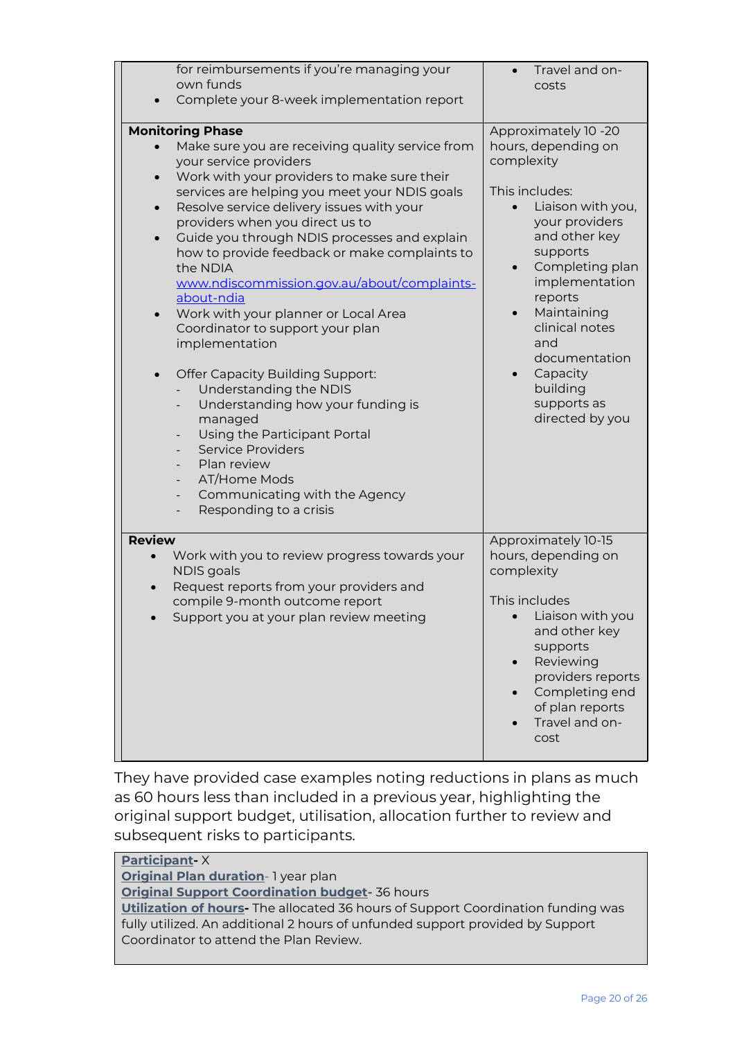| | |
|---|---|
| for reimbursements if you're managing your own funds<br>• Complete your 8-week implementation report | • Travel and on-costs |
| **Monitoring Phase**<br>• Make sure you are receiving quality service from your service providers<br>• Work with your providers to make sure their services are helping you meet your NDIS goals<br>• Resolve service delivery issues with your providers when you direct us to<br>• Guide you through NDIS processes and explain how to provide feedback or make complaints to the NDIA [www.ndiscommission.gov.au/about/complaints-about-ndia](www.ndiscommission.gov.au/about/complaints-about-ndia)<br>• Work with your planner or Local Area Coordinator to support your plan implementation<br><br>• Offer Capacity Building Support:<br>- Understanding the NDIS<br>- Understanding how your funding is managed<br>- Using the Participant Portal<br>- Service Providers<br>- Plan review<br>- AT/Home Mods<br>- Communicating with the Agency<br>- Responding to a crisis | Approximately 10 -20 hours, depending on complexity<br><br>This includes:<br>• Liaison with you, your providers and other key supports<br>• Completing plan implementation reports<br>• Maintaining clinical notes and documentation<br>• Capacity building supports as directed by you |
| **Review**<br>• Work with you to review progress towards your NDIS goals<br>• Request reports from your providers and compile 9-month outcome report<br>• Support you at your plan review meeting | Approximately 10-15 hours, depending on complexity<br><br>This includes<br>• Liaison with you and other key supports<br>• Reviewing providers reports<br>• Completing end of plan reports<br>• Travel and on-cost |

They have provided case examples noting reductions in plans as much as 60 hours less than included in a previous year, highlighting the original support budget, utilisation, allocation further to review and subsequent risks to participants.

**Participant-** X
**Original Plan duration**- 1 year plan
**Original Support Coordination budget-** 36 hours
**Utilization of hours-** The allocated 36 hours of Support Coordination funding was fully utilized. An additional 2 hours of unfunded support provided by Support Coordinator to attend the Plan Review.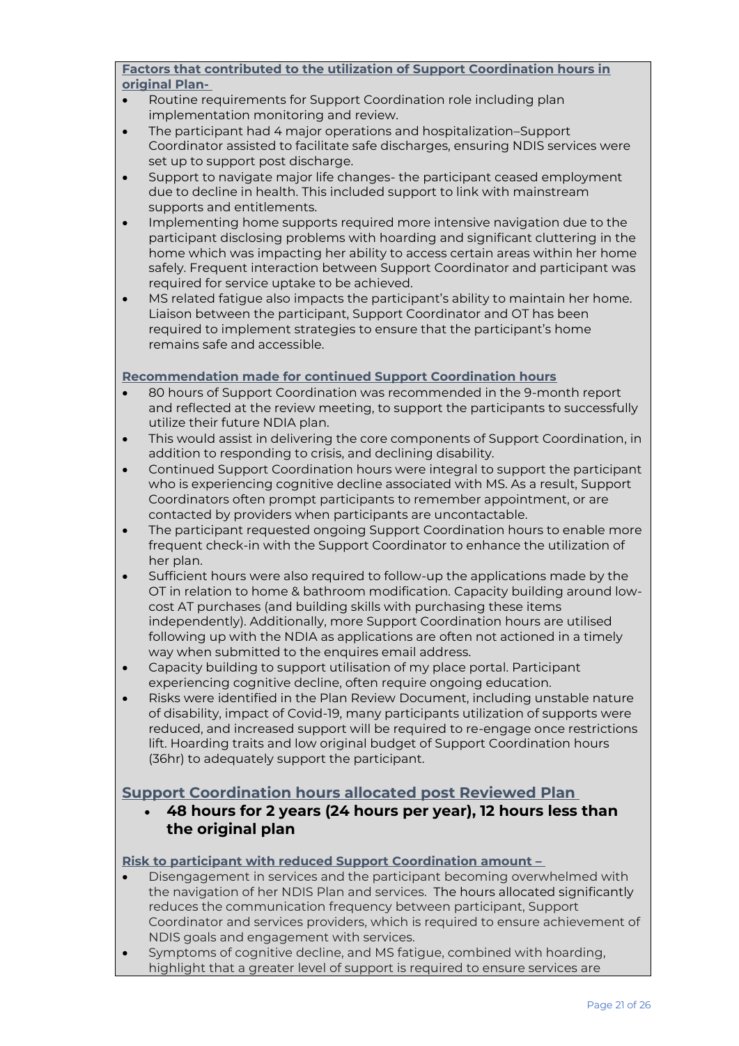**Factors that contributed to the utilization of Support Coordination hours in original Plan-**

- Routine requirements for Support Coordination role including plan implementation monitoring and review.
- The participant had 4 major operations and hospitalization–Support Coordinator assisted to facilitate safe discharges, ensuring NDIS services were set up to support post discharge.
- Support to navigate major life changes- the participant ceased employment due to decline in health. This included support to link with mainstream supports and entitlements.
- Implementing home supports required more intensive navigation due to the participant disclosing problems with hoarding and significant cluttering in the home which was impacting her ability to access certain areas within her home safely. Frequent interaction between Support Coordinator and participant was required for service uptake to be achieved.
- MS related fatigue also impacts the participant's ability to maintain her home. Liaison between the participant, Support Coordinator and OT has been required to implement strategies to ensure that the participant's home remains safe and accessible.

**Recommendation made for continued Support Coordination hours**

- 80 hours of Support Coordination was recommended in the 9-month report and reflected at the review meeting, to support the participants to successfully utilize their future NDIA plan.
- This would assist in delivering the core components of Support Coordination, in addition to responding to crisis, and declining disability.
- Continued Support Coordination hours were integral to support the participant who is experiencing cognitive decline associated with MS. As a result, Support Coordinators often prompt participants to remember appointment, or are contacted by providers when participants are uncontactable.
- The participant requested ongoing Support Coordination hours to enable more frequent check-in with the Support Coordinator to enhance the utilization of her plan.
- Sufficient hours were also required to follow-up the applications made by the OT in relation to home & bathroom modification. Capacity building around low-cost AT purchases (and building skills with purchasing these items independently). Additionally, more Support Coordination hours are utilised following up with the NDIA as applications are often not actioned in a timely way when submitted to the enquires email address.
- Capacity building to support utilisation of my place portal. Participant experiencing cognitive decline, often require ongoing education.
- Risks were identified in the Plan Review Document, including unstable nature of disability, impact of Covid-19, many participants utilization of supports were reduced, and increased support will be required to re-engage once restrictions lift. Hoarding traits and low original budget of Support Coordination hours (36hr) to adequately support the participant.

## Support Coordination hours allocated post Reviewed Plan

- **48 hours for 2 years (24 hours per year), 12 hours less than the original plan**

**Risk to participant with reduced Support Coordination amount –**

- Disengagement in services and the participant becoming overwhelmed with the navigation of her NDIS Plan and services. The hours allocated significantly reduces the communication frequency between participant, Support Coordinator and services providers, which is required to ensure achievement of NDIS goals and engagement with services.
- Symptoms of cognitive decline, and MS fatigue, combined with hoarding, highlight that a greater level of support is required to ensure services are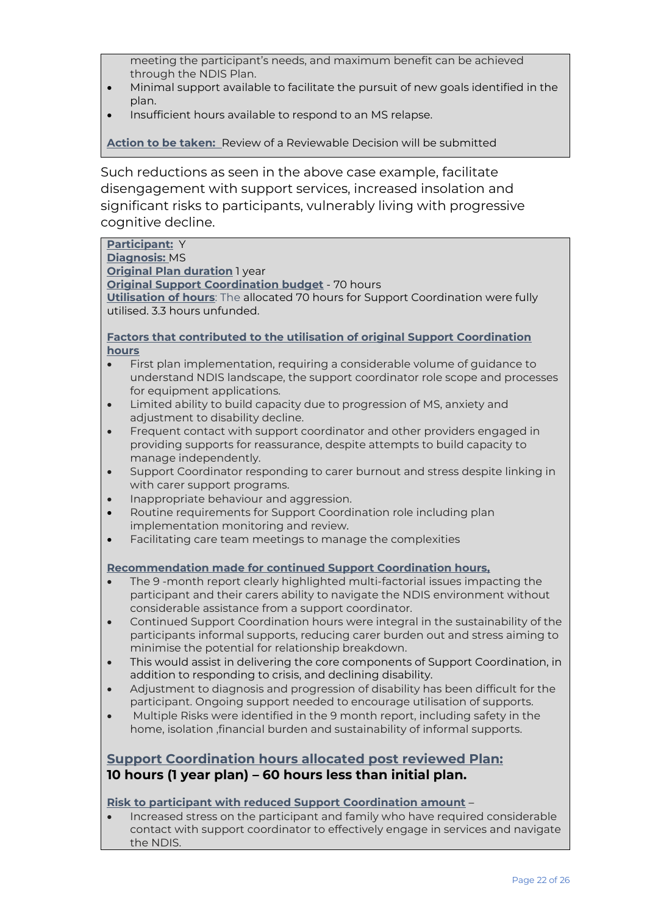meeting the participant's needs, and maximum benefit can be achieved through the NDIS Plan.

- Minimal support available to facilitate the pursuit of new goals identified in the plan.
- Insufficient hours available to respond to an MS relapse.

**Action to be taken:** Review of a Reviewable Decision will be submitted

Such reductions as seen in the above case example, facilitate disengagement with support services, increased insolation and significant risks to participants, vulnerably living with progressive cognitive decline.

**Participant:** Y
**Diagnosis:** MS
**Original Plan duration** 1 year
**Original Support Coordination budget** - 70 hours
**Utilisation of hours**: The allocated 70 hours for Support Coordination were fully utilised. 3.3 hours unfunded.

**Factors that contributed to the utilisation of original Support Coordination hours**

- First plan implementation, requiring a considerable volume of guidance to understand NDIS landscape, the support coordinator role scope and processes for equipment applications.
- Limited ability to build capacity due to progression of MS, anxiety and adjustment to disability decline.
- Frequent contact with support coordinator and other providers engaged in providing supports for reassurance, despite attempts to build capacity to manage independently.
- Support Coordinator responding to carer burnout and stress despite linking in with carer support programs.
- Inappropriate behaviour and aggression.
- Routine requirements for Support Coordination role including plan implementation monitoring and review.
- Facilitating care team meetings to manage the complexities

**Recommendation made for continued Support Coordination hours,**

- The 9 -month report clearly highlighted multi-factorial issues impacting the participant and their carers ability to navigate the NDIS environment without considerable assistance from a support coordinator.
- Continued Support Coordination hours were integral in the sustainability of the participants informal supports, reducing carer burden out and stress aiming to minimise the potential for relationship breakdown.
- This would assist in delivering the core components of Support Coordination, in addition to responding to crisis, and declining disability.
- Adjustment to diagnosis and progression of disability has been difficult for the participant. Ongoing support needed to encourage utilisation of supports.
- Multiple Risks were identified in the 9 month report, including safety in the home, isolation ,financial burden and sustainability of informal supports.

## Support Coordination hours allocated post reviewed Plan:

**10 hours (1 year plan) – 60 hours less than initial plan.**

**Risk to participant with reduced Support Coordination amount** –

- Increased stress on the participant and family who have required considerable contact with support coordinator to effectively engage in services and navigate the NDIS.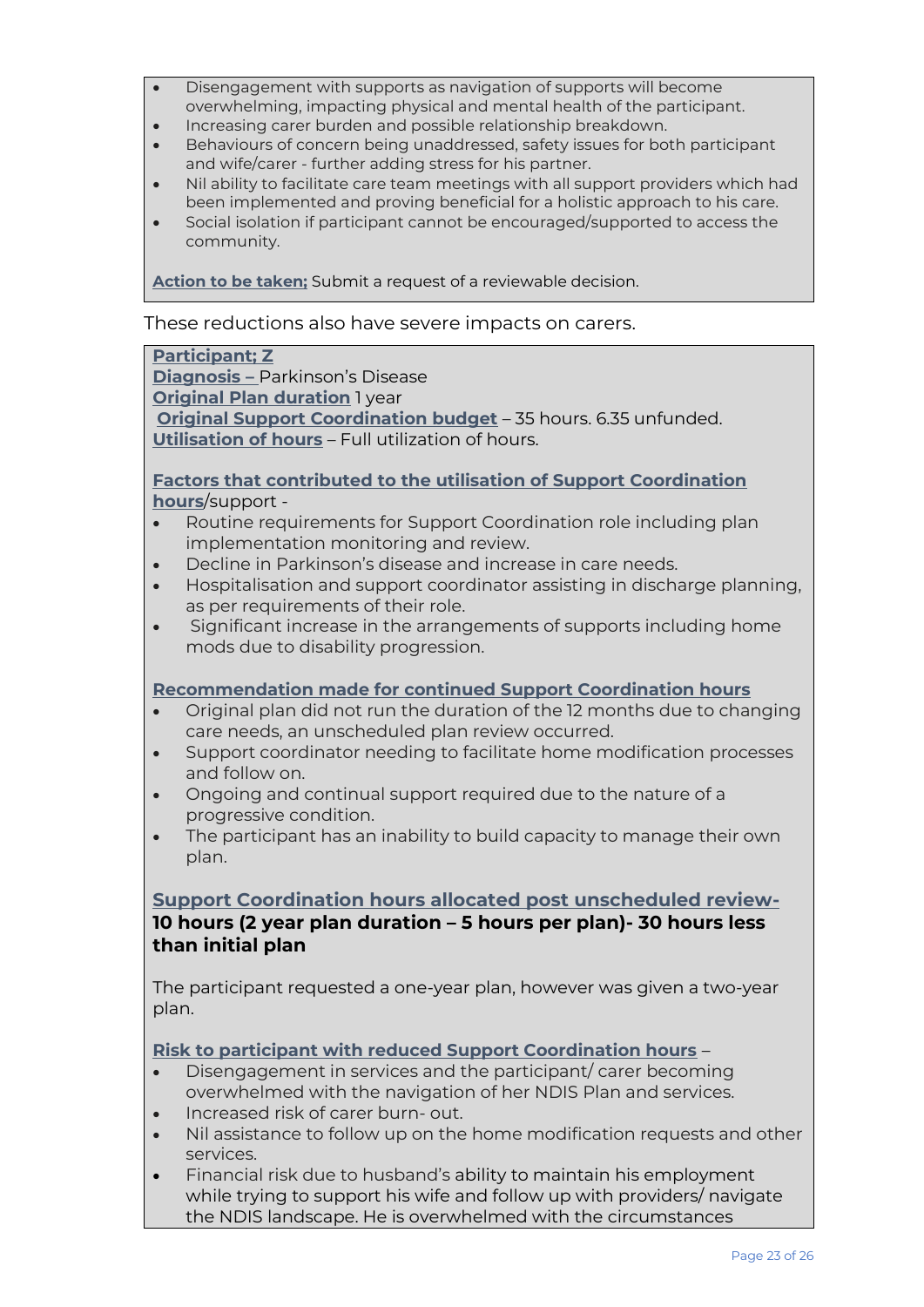- Disengagement with supports as navigation of supports will become overwhelming, impacting physical and mental health of the participant.
- Increasing carer burden and possible relationship breakdown.
- Behaviours of concern being unaddressed, safety issues for both participant and wife/carer - further adding stress for his partner.
- Nil ability to facilitate care team meetings with all support providers which had been implemented and proving beneficial for a holistic approach to his care.
- Social isolation if participant cannot be encouraged/supported to access the community.

**Action to be taken;** Submit a request of a reviewable decision.

These reductions also have severe impacts on carers.

**Participant; Z**
**Diagnosis –** Parkinson's Disease
**Original Plan duration** 1 year
**Original Support Coordination budget** – 35 hours. 6.35 unfunded.
**Utilisation of hours** – Full utilization of hours.

**Factors that contributed to the utilisation of Support Coordination hours**/support -

- Routine requirements for Support Coordination role including plan implementation monitoring and review.
- Decline in Parkinson's disease and increase in care needs.
- Hospitalisation and support coordinator assisting in discharge planning, as per requirements of their role.
- Significant increase in the arrangements of supports including home mods due to disability progression.

**Recommendation made for continued Support Coordination hours**

- Original plan did not run the duration of the 12 months due to changing care needs, an unscheduled plan review occurred.
- Support coordinator needing to facilitate home modification processes and follow on.
- Ongoing and continual support required due to the nature of a progressive condition.
- The participant has an inability to build capacity to manage their own plan.

**Support Coordination hours allocated post unscheduled review- 10 hours (2 year plan duration – 5 hours per plan)- 30 hours less than initial plan**

The participant requested a one-year plan, however was given a two-year plan.

**Risk to participant with reduced Support Coordination hours** –

- Disengagement in services and the participant/ carer becoming overwhelmed with the navigation of her NDIS Plan and services.
- Increased risk of carer burn- out.
- Nil assistance to follow up on the home modification requests and other services.
- Financial risk due to husband's ability to maintain his employment while trying to support his wife and follow up with providers/ navigate the NDIS landscape. He is overwhelmed with the circumstances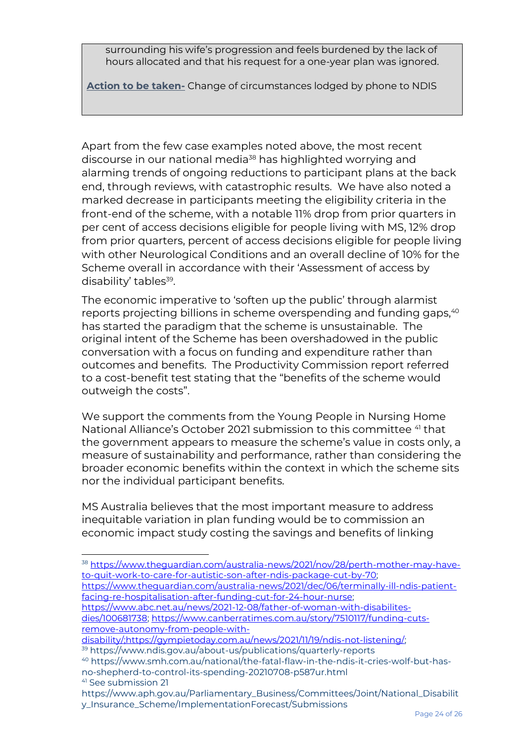surrounding his wife's progression and feels burdened by the lack of hours allocated and that his request for a one-year plan was ignored.

**Action to be taken-** Change of circumstances lodged by phone to NDIS

Apart from the few case examples noted above, the most recent discourse in our national media[38] has highlighted worrying and alarming trends of ongoing reductions to participant plans at the back end, through reviews, with catastrophic results. We have also noted a marked decrease in participants meeting the eligibility criteria in the front-end of the scheme, with a notable 11% drop from prior quarters in per cent of access decisions eligible for people living with MS, 12% drop from prior quarters, percent of access decisions eligible for people living with other Neurological Conditions and an overall decline of 10% for the Scheme overall in accordance with their 'Assessment of access by disability' tables[39].

The economic imperative to 'soften up the public' through alarmist reports projecting billions in scheme overspending and funding gaps,[40] has started the paradigm that the scheme is unsustainable. The original intent of the Scheme has been overshadowed in the public conversation with a focus on funding and expenditure rather than outcomes and benefits. The Productivity Commission report referred to a cost-benefit test stating that the "benefits of the scheme would outweigh the costs".

We support the comments from the Young People in Nursing Home National Alliance's October 2021 submission to this committee [41] that the government appears to measure the scheme's value in costs only, a measure of sustainability and performance, rather than considering the broader economic benefits within the context in which the scheme sits nor the individual participant benefits.

MS Australia believes that the most important measure to address inequitable variation in plan funding would be to commission an economic impact study costing the savings and benefits of linking

---

[38] https://www.theguardian.com/australia-news/2021/nov/28/perth-mother-may-have-to-quit-work-to-care-for-autistic-son-after-ndis-package-cut-by-70; https://www.theguardian.com/australia-news/2021/dec/06/terminally-ill-ndis-patient-facing-re-hospitalisation-after-funding-cut-for-24-hour-nurse; https://www.abc.net.au/news/2021-12-08/father-of-woman-with-disabilites-dies/100681738; https://www.canberratimes.com.au/story/7510117/funding-cuts-remove-autonomy-from-people-with-disability/;https://gympietoday.com.au/news/2021/11/19/ndis-not-listening/;

[39] https://www.ndis.gov.au/about-us/publications/quarterly-reports

[40] https://www.smh.com.au/national/the-fatal-flaw-in-the-ndis-it-cries-wolf-but-has-no-shepherd-to-control-its-spending-20210708-p587ur.html

[41] See submission 21 https://www.aph.gov.au/Parliamentary_Business/Committees/Joint/National_Disability_Insurance_Scheme/ImplementationForecast/Submissions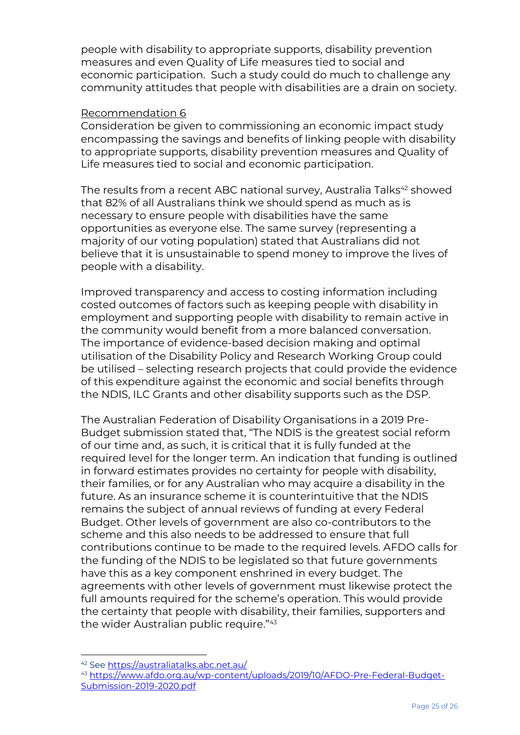people with disability to appropriate supports, disability prevention measures and even Quality of Life measures tied to social and economic participation. Such a study could do much to challenge any community attitudes that people with disabilities are a drain on society.

Recommendation 6

Consideration be given to commissioning an economic impact study encompassing the savings and benefits of linking people with disability to appropriate supports, disability prevention measures and Quality of Life measures tied to social and economic participation.

The results from a recent ABC national survey, Australia Talks[42] showed that 82% of all Australians think we should spend as much as is necessary to ensure people with disabilities have the same opportunities as everyone else. The same survey (representing a majority of our voting population) stated that Australians did not believe that it is unsustainable to spend money to improve the lives of people with a disability.

Improved transparency and access to costing information including costed outcomes of factors such as keeping people with disability in employment and supporting people with disability to remain active in the community would benefit from a more balanced conversation. The importance of evidence-based decision making and optimal utilisation of the Disability Policy and Research Working Group could be utilised – selecting research projects that could provide the evidence of this expenditure against the economic and social benefits through the NDIS, ILC Grants and other disability supports such as the DSP.

The Australian Federation of Disability Organisations in a 2019 Pre-Budget submission stated that, "The NDIS is the greatest social reform of our time and, as such, it is critical that it is fully funded at the required level for the longer term. An indication that funding is outlined in forward estimates provides no certainty for people with disability, their families, or for any Australian who may acquire a disability in the future. As an insurance scheme it is counterintuitive that the NDIS remains the subject of annual reviews of funding at every Federal Budget. Other levels of government are also co-contributors to the scheme and this also needs to be addressed to ensure that full contributions continue to be made to the required levels. AFDO calls for the funding of the NDIS to be legislated so that future governments have this as a key component enshrined in every budget. The agreements with other levels of government must likewise protect the full amounts required for the scheme's operation. This would provide the certainty that people with disability, their families, supporters and the wider Australian public require."[43]

---

[42] See https://australiatalks.abc.net.au/

[43] https://www.afdo.org.au/wp-content/uploads/2019/10/AFDO-Pre-Federal-Budget-Submission-2019-2020.pdf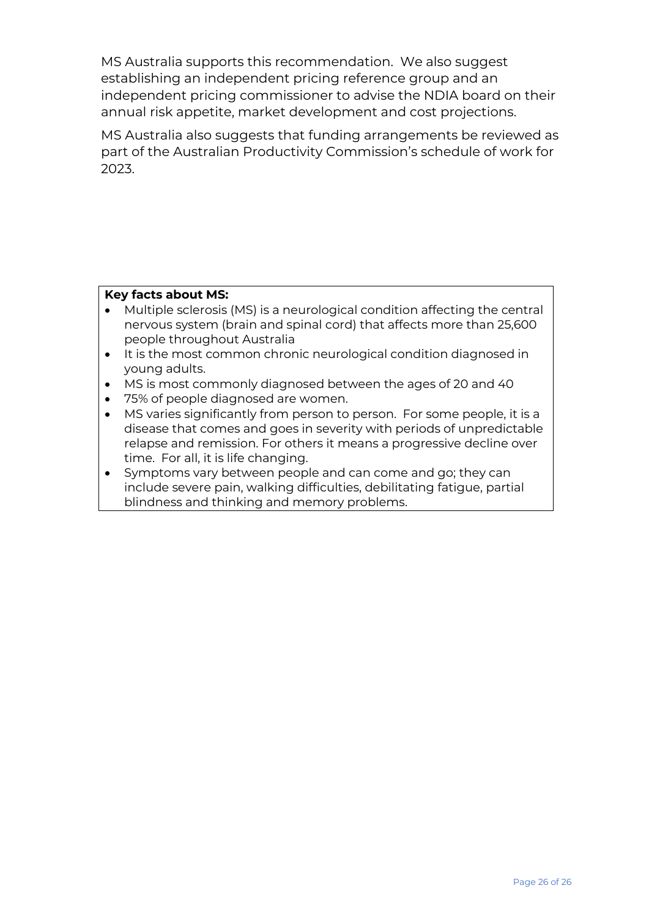MS Australia supports this recommendation. We also suggest establishing an independent pricing reference group and an independent pricing commissioner to advise the NDIA board on their annual risk appetite, market development and cost projections.

MS Australia also suggests that funding arrangements be reviewed as part of the Australian Productivity Commission's schedule of work for 2023.

**Key facts about MS:**

- Multiple sclerosis (MS) is a neurological condition affecting the central nervous system (brain and spinal cord) that affects more than 25,600 people throughout Australia
- It is the most common chronic neurological condition diagnosed in young adults.
- MS is most commonly diagnosed between the ages of 20 and 40
- 75% of people diagnosed are women.
- MS varies significantly from person to person. For some people, it is a disease that comes and goes in severity with periods of unpredictable relapse and remission. For others it means a progressive decline over time. For all, it is life changing.
- Symptoms vary between people and can come and go; they can include severe pain, walking difficulties, debilitating fatigue, partial blindness and thinking and memory problems.